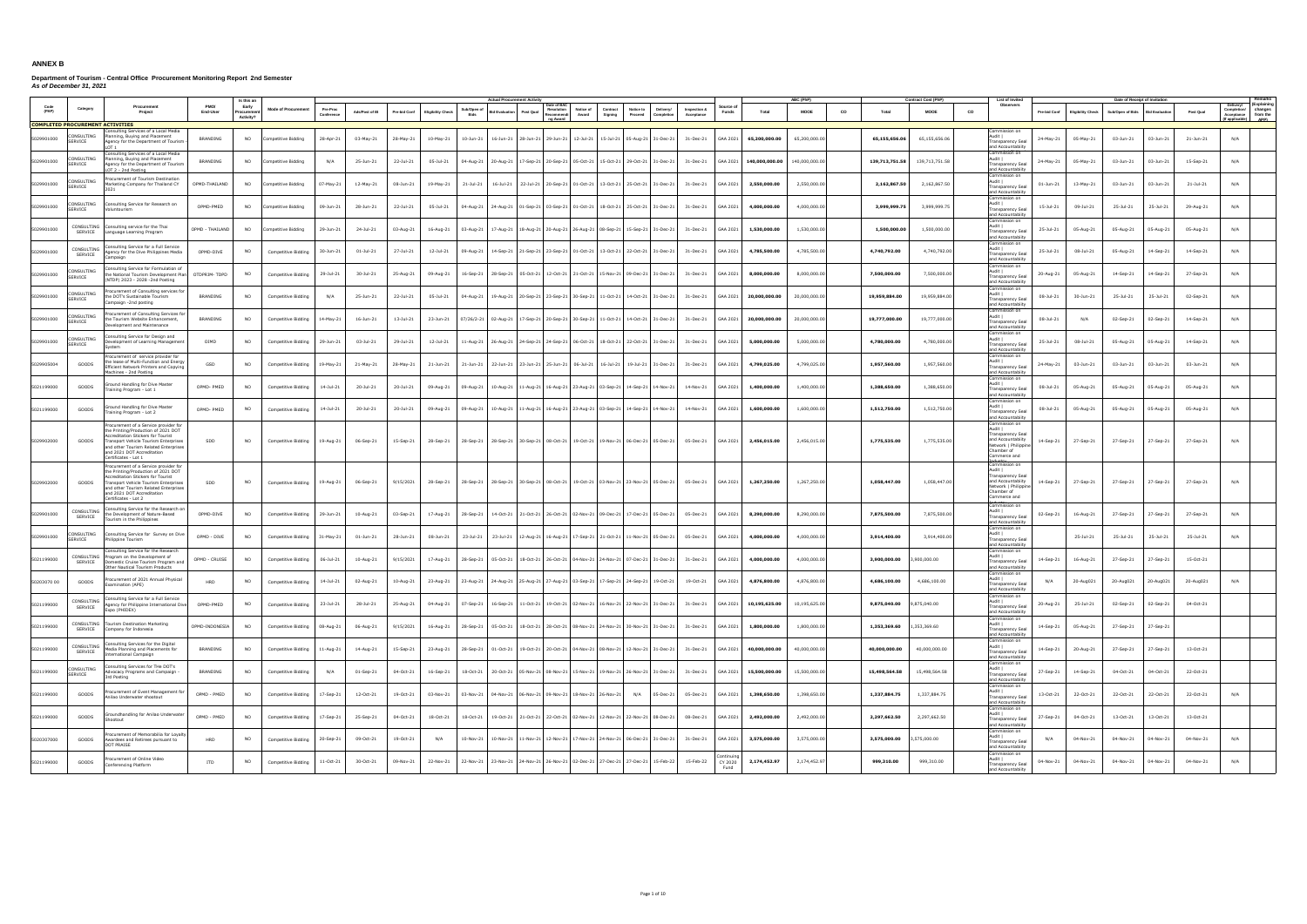**ANNEX B**

**Department of Tourism - Central Office Procurement Monitoring Report 2nd Semester**
***As of December 31, 2021***

| Code (PAP) | Category | Procurement Project | PMO/ End-User | Is this an Early Procurement Activity? | Mode of Procurement | Actual Procurement Activity | | | | | | | | | | | | | Source of Funds | ABC (PhP) | | | Contract Cost (PhP) | | | List of Invited Observers | Date of Receipt of Invitation | | | | | Delivery/ Completion/ Acceptance (If applicable) | Remarks (Explaining changes from the APP) |
|---|---|---|---|---|---|---|---|---|---|---|---|---|---|---|---|---|---|---|---|---|---|---|---|---|---|---|---|---|---|---|---|---|---|
| | | | | | | Pre-Proc Conference | Ads/Post of IB | Pre-bid Conf | Eligibility Check | Sub/Open of Bids | Bid Evaluation | Post Qual | Date of BAC Resolution Recommending Award | Notice of Award | Contract Signing | Notice to Proceed | Delivery/ Completion | Inspection & Acceptance | | Total | MOOE | CO | Total | MOOE | CO | | Pre-bid Conf | Eligibility Check | Sub/Open of Bids | Bid Evaluation | Post Qual | | |
| **COMPLETED PROCUREMENT ACTIVITIES** | | | | | | | | | | | | | | | | | | | | | | | | | | | | | | | | | |
| 5029901000 | CONSULTING SERVICE | Consulting Services of a Local Media Planning, Buying and Placement Agency for the Department of Tourism - LOT 1 | BRANDING | NO | Competitive Bidding | 28-Apr-21 | 03-May-21 | 28-May-21 | 10-May-21 | 10-Jun-21 | 16-Jun-21 | 28-Jun-21 | 29-Jun-21 | 12-Jul-21 | 15-Jul-21 | 05-Aug-21 | 31-Dec-21 | 31-Dec-21 | GAA 2021 | 65,200,000.00 | 65,200,000.00 | | 65,155,656.06 | 65,155,656.06 | | Commission on Audit \| Transparency Seal and Accountability | 24-May-21 | 05-May-21 | 03-Jun-21 | 03-Jun-21 | 21-Jun-21 | N/A | |
| 5029901000 | CONSULTING SERVICE | Consulting Services of a Local Media Planning, Buying and Placement Agency for the Department of Tourism LOT 2 - 2nd Posting | BRANDING | NO | Competitive Bidding | N/A | 25-Jun-21 | 22-Jul-21 | 05-Jul-21 | 04-Aug-21 | 20-Aug-21 | 17-Sep-21 | 20-Sep-21 | 05-Oct-21 | 15-Oct-21 | 29-Oct-21 | 31-Dec-21 | 31-Dec-21 | GAA 2021 | 140,000,000.00 | 140,000,000.00 | | 139,713,751.58 | 139,713,751.58 | | Commission on Audit \| Transparency Seal and Accountability | 24-May-21 | 05-May-21 | 03-Jun-21 | 03-Jun-21 | 15-Sep-21 | N/A | |
| 5029901000 | CONSULTING SERVICE | Procurement of Tourism Destination Marketing Company for Thailand CY 2021 | OPMD-THAILAND | NO | Competitive Bidding | 07-May-21 | 13-May-21 | 08-Jun-21 | 19-May-21 | 21-Jul-21 | 16-Jul-21 | 22-Jul-21 | 20-Sep-21 | 01-Oct-21 | 13-Oct-21 | 25-Oct-21 | 31-Dec-21 | 31-Dec-21 | GAA 2021 | 2,550,000.00 | 2,550,000.00 | | 2,162,867.50 | 2,162,867.50 | | Commission on Audit \| Transparency Seal and Accountability | 01-Jun-21 | 13-May-21 | 03-Jun-21 | 03-Jun-21 | 21-Jul-21 | N/A | |
| 5029901000 | CONSULTING SERVICE | Consulting Service for Research on Voluntourism | OPMD-PMED | NO | Competitive Bidding | 09-Jun-21 | 28-Jun-21 | 22-Jul-21 | 05-Jul-21 | 04-Aug-21 | 24-Aug-21 | 01-Sep-21 | 03-Sep-21 | 01-Oct-21 | 18-Oct-21 | 25-Oct-21 | 31-Dec-21 | 31-Dec-21 | GAA 2021 | 4,000,000.00 | 4,000,000.00 | | 3,999,999.75 | 3,999,999.75 | | Commission on Audit \| Transparency Seal and Accountability | 15-Jul-21 | 09-Jul-21 | 25-Jul-21 | 25-Jul-21 | 29-Aug-21 | N/A | |
| 5029901000 | CONSULTING SERVICE | Consulting service for the Thai Language Learning Program | OPMD - THAILAND | NO | Competitive Bidding | 29-Jun-21 | 24-Jul-21 | 03-Aug-21 | 16-Aug-21 | 03-Aug-21 | 17-Aug-21 | 18-Aug-21 | 20-Aug-21 | 26-Aug-21 | 08-Sep-21 | 15-Sep-21 | 31-Dec-21 | 31-Dec-21 | GAA 2021 | 1,530,000.00 | 1,530,000.00 | | 1,500,000.00 | 1,500,000.00 | | Commission on Audit \| Transparency Seal and Accountability | 25-Jul-21 | 05-Aug-21 | 05-Aug-21 | 05-Aug-21 | 05-Aug-21 | N/A | |
| 5029901000 | CONSULTING SERVICE | Consulting Service for a Full Service Agency for the Dive Philippines Media Campaign | OPMD-DIVE | NO | Competitive Bidding | 30-Jun-21 | 01-Jul-21 | 27-Jul-21 | 12-Jul-21 | 09-Aug-21 | 14-Sep-21 | 21-Sep-21 | 23-Sep-21 | 01-Oct-21 | 13-Oct-21 | 22-Oct-21 | 31-Dec-21 | 31-Dec-21 | GAA 2021 | 4,785,500.00 | 4,785,500.00 | | 4,740,792.00 | 4,740,792.00 | | Commission on Audit \| Transparency Seal and Accountability | 25-Jul-21 | 08-Jul-21 | 05-Aug-21 | 14-Sep-21 | 14-Sep-21 | N/A | |
| 5029901000 | CONSULTING SERVICE | Consulting Service for Formulation of the National Tourism Development Plan (NTDP) 2023 - 2028 -2nd Posting | OTDPRIM- TDPD | NO | Competitive Bidding | 29-Jul-21 | 30-Jul-21 | 25-Aug-21 | 09-Aug-21 | 16-Sep-21 | 28-Sep-21 | 05-Oct-21 | 12-Oct-21 | 21-Oct-21 | 15-Nov-21 | 09-Dec-21 | 31-Dec-21 | 31-Dec-21 | GAA 2021 | 8,000,000.00 | 8,000,000.00 | | 7,500,000.00 | 7,500,000.00 | | Commission on Audit \| Transparency Seal and Accountability | 20-Aug-21 | 05-Aug-21 | 14-Sep-21 | 14-Sep-21 | 27-Sep-21 | N/A | |
| 5029901000 | CONSULTING SERVICE | Procurement of Consulting services for the DOT's Sustainable Tourism Campaign -2nd posting | BRANDING | NO | Competitive Bidding | N/A | 25-Jun-21 | 22-Jul-21 | 05-Jul-21 | 04-Aug-21 | 19-Aug-21 | 20-Sep-21 | 23-Sep-21 | 30-Sep-21 | 11-Oct-21 | 14-Oct-21 | 31-Dec-21 | 31-Dec-21 | GAA 2021 | 20,000,000.00 | 20,000,000.00 | | 19,959,884.00 | 19,959,884.00 | | Commission on Audit \| Transparency Seal and Accountability | 08-Jul-21 | 30-Jun-21 | 25-Jul-21 | 25-Jul-21 | 02-Sep-21 | N/A | |
| 5029901000 | CONSULTING SERVICE | Procurement of Consulting Services for the Tourism Website Enhancement, Development and Maintenance | BRANDING | NO | Competitive Bidding | 14-May-21 | 16-Jun-21 | 13-Jul-21 | 23-Jun-21 | 07/26/2-21 | 02-Aug-21 | 17-Sep-21 | 20-Sep-21 | 30-Sep-21 | 11-Oct-21 | 14-Oct-21 | 31-Dec-21 | 31-Dec-21 | GAA 2021 | 20,000,000.00 | 20,000,000.00 | | 19,777,000.00 | 19,777,000.00 | | Commission on Audit \| Transparency Seal and Accountability | 08-Jul-21 | N/A | 02-Sep-21 | 02-Sep-21 | 14-Sep-21 | N/A | |
| 5029901000 | CONSULTING SERVICE | Consulting Service for Design and Development of Learning Management System | OIMD | NO | Competitive Bidding | 29-Jun-21 | 03-Jul-21 | 29-Jul-21 | 12-Jul-21 | 11-Aug-21 | 26-Aug-21 | 24-Sep-21 | 24-Sep-21 | 06-Oct-21 | 18-Oct-21 | 22-Oct-21 | 31-Dec-21 | 31-Dec-21 | GAA 2021 | 5,000,000.00 | 5,000,000.00 | | 4,780,000.00 | 4,780,000.00 | | Commission on Audit \| Transparency Seal and Accountability | 25-Jul-21 | 08-Jul-21 | 05-Aug-21 | 05-Aug-21 | 14-Sep-21 | N/A | |
| 5029905004 | GOODS | Procurement of service provider for the lease of Multi-Function and Energy Efficient Network Printers and Copying Machines - 2nd Posting | GSD | NO | Competitive Bidding | 19-May-21 | 21-May-21 | 28-May-21 | 21-Jun-21 | 21-Jun-21 | 22-Jun-21 | 23-Jun-21 | 25-Jun-21 | 06-Jul-21 | 16-Jul-21 | 19-Jul-21 | 31-Dec-21 | 31-Dec-21 | GAA 2021 | 4,799,025.00 | 4,799,025.00 | | 1,957,560.00 | 1,957,560.00 | | Commission on Audit \| Transparency Seal and Accountability | 24-May-21 | 03-Jun-21 | 03-Jun-21 | 03-Jun-21 | 03-Jun-21 | N/A | |
| 5021199000 | GOODS | Ground Handling for Dive Master Training Program - Lot 1 | OPMD- PMED | NO | Competitive Bidding | 14-Jul-21 | 20-Jul-21 | 20-Jul-21 | 09-Aug-21 | 09-Aug-21 | 10-Aug-21 | 11-Aug-21 | 16-Aug-21 | 23-Aug-21 | 03-Sep-21 | 14-Sep-21 | 14-Nov-21 | 14-Nov-21 | GAA 2021 | 1,400,000.00 | 1,400,000.00 | | 1,398,650.00 | 1,398,650.00 | | Commission on Audit \| Transparency Seal and Accountability | 08-Jul-21 | 05-Aug-21 | 05-Aug-21 | 05-Aug-21 | 05-Aug-21 | N/A | |
| 5021199000 | GOODS | Ground Handling for Dive Master Training Program - Lot 2 | OPMD- PMED | NO | Competitive Bidding | 14-Jul-21 | 20-Jul-21 | 20-Jul-21 | 09-Aug-21 | 09-Aug-21 | 10-Aug-21 | 11-Aug-21 | 16-Aug-21 | 23-Aug-21 | 03-Sep-21 | 14-Sep-21 | 14-Nov-21 | 14-Nov-21 | GAA 2021 | 1,600,000.00 | 1,600,000.00 | | 1,512,750.00 | 1,512,750.00 | | Commission on Audit \| Transparency Seal and Accountability | 08-Jul-21 | 05-Aug-21 | 05-Aug-21 | 05-Aug-21 | 05-Aug-21 | N/A | |
| 5029902000 | GOODS | Procurement of a Service provider for the Printing/Production of 2021 DOT Accreditation Stickers for Tourist Transport Vehicle Tourism Enterprises and other Tourism Related Enterprises and 2021 DOT Accreditation Certificates - Lot 1 | SDD | NO | Competitive Bidding | 19-Aug-21 | 06-Sep-21 | 15-Sep-21 | 28-Sep-21 | 28-Sep-21 | 28-Sep-21 | 30-Sep-21 | 08-Oct-21 | 19-Oct-21 | 19-Nov-21 | 06-Dec-21 | 05-Dec-21 | 05-Dec-21 | GAA 2021 | 2,456,015.00 | 2,456,015.00 | | 1,775,535.00 | 1,775,535.00 | | Commission on Audit \| Transparency Seal and Accountability Network \| Philippine Chamber of Commerce and Industry | 14-Sep-21 | 27-Sep-21 | 27-Sep-21 | 27-Sep-21 | 27-Sep-21 | N/A | |
| 5029902000 | GOODS | Procurement of a Service provider for the Printing/Production of 2021 DOT Accreditation Stickers for Tourist Transport Vehicle Tourism Enterprises and other Tourism Related Enterprises and 2021 DOT Accreditation Certificates - Lot 2 | SDD | NO | Competitive Bidding | 19-Aug-21 | 06-Sep-21 | 9/15/2021 | 28-Sep-21 | 28-Sep-21 | 28-Sep-21 | 30-Sep-21 | 08-Oct-21 | 19-Oct-21 | 03-Nov-21 | 23-Nov-21 | 05-Dec-21 | 05-Dec-21 | GAA 2021 | 1,267,250.00 | 1,267,250.00 | | 1,058,447.00 | 1,058,447.00 | | Commission on Audit \| Transparency Seal and Accountability Network \| Philippine Chamber of Commerce and Industry | 14-Sep-21 | 27-Sep-21 | 27-Sep-21 | 27-Sep-21 | 27-Sep-21 | N/A | |
| 5029901000 | CONSULTING SERVICE | Consulting Service for the Research on the Development of Nature-Based Tourism in the Philippines | OPMD-DIVE | NO | Competitive Bidding | 29-Jun-21 | 10-Aug-21 | 03-Sep-21 | 17-Aug-21 | 28-Sep-21 | 14-Oct-21 | 21-Oct-21 | 26-Oct-21 | 02-Nov-21 | 09-Dec-21 | 17-Dec-21 | 05-Dec-21 | 05-Dec-21 | GAA 2021 | 8,290,000.00 | 8,290,000.00 | | 7,875,500.00 | 7,875,500.00 | | Commission on Audit \| Transparency Seal and Accountability | 02-Sep-21 | 16-Aug-21 | 27-Sep-21 | 27-Sep-21 | 27-Sep-21 | N/A | |
| 5029901000 | CONSULTING SERVICE | Consulting Service for: Survey on Dive Philippine Tourism | OPMD - DIVE | NO | Competitive Bidding | 31-May-21 | 01-Jun-21 | 28-Jun-21 | 08-Jun-21 | 23-Jul-21 | 23-Jul-21 | 12-Aug-21 | 16-Aug-21 | 17-Sep-21 | 21-Oct-21 | 11-Nov-21 | 05-Dec-21 | 05-Dec-21 | GAA 2021 | 4,000,000.00 | 4,000,000.00 | | 3,914,400.00 | 3,914,400.00 | | Commission on Audit \| Transparency Seal and Accountability | | 25-Jul-21 | 25-Jul-21 | 25-Jul-21 | 25-Jul-21 | N/A | |
| 5021199000 | CONSULTING SERVICE | Consulting Service for the Research Program on the Development of Domestic Cruise Tourism Program and Other Nautical Tourism Products | OPMD - CRUISE | NO | Competitive Bidding | 06-Jul-21 | 10-Aug-21 | 9/15/2021 | 17-Aug-21 | 28-Sep-21 | 05-Oct-21 | 18-Oct-21 | 26-Oct-21 | 04-Nov-21 | 24-Nov-21 | 07-Dec-21 | 31-Dec-21 | 31-Dec-21 | GAA 2021 | 4,000,000.00 | 4,000,000.00 | | 3,900,000.00 | 3,900,000.00 | | Commission on Audit \| Transparency Seal and Accountability | 14-Sep-21 | 16-Aug-21 | 27-Sep-21 | 27-Sep-21 | 15-Oct-21 | N/A | |
| 50203070 00 | GOODS | Procurement of 2021 Annual Physical Examination (APE) | HRD | NO | Competitive Bidding | 14-Jul-21 | 02-Aug-21 | 10-Aug-21 | 23-Aug-21 | 23-Aug-21 | 24-Aug-21 | 25-Aug-21 | 27-Aug-21 | 03-Sep-21 | 17-Sep-21 | 24-Sep-21 | 19-Oct-21 | 19-Oct-21 | GAA 2021 | 4,876,800.00 | 4,876,800.00 | | 4,686,100.00 | 4,686,100.00 | | Commission on Audit \| Transparency Seal and Accountability | N/A | 20-Aug021 | 20-Aug021 | 20-Aug021 | 20-Aug021 | N/A | |
| 5021199000 | CONSULTING SERVICE | Consulting Service for a Full Service Agency for Philippine International Dive Expo (PHIDEX) | OPMD-PMED | NO | Competitive Bidding | 23-Jul-21 | 28-Jul-21 | 25-Aug-21 | 04-Aug-21 | 07-Sep-21 | 16-Sep-21 | 11-Oct-21 | 19-Oct-21 | 02-Nov-21 | 16-Nov-21 | 22-Nov-21 | 31-Dec-21 | 31-Dec-21 | GAA 2021 | 10,195,625.00 | 10,195,625.00 | | 9,875,040.00 | 9,875,040.00 | | Commission on Audit \| Transparency Seal and Accountability | 20-Aug-21 | 25-Jul-21 | 02-Sep-21 | 02-Sep-21 | 04-Oct-21 | N/A | |
| 5021199000 | CONSULTING SERVICE | Tourism Destination Marketing Company for Indonesia | OPMD-INDONESIA | NO | Competitive Bidding | 08-Aug-21 | 06-Aug-21 | 9/15/2021 | 16-Aug-21 | 28-Sep-21 | 05-Oct-21 | 18-Oct-21 | 20-Oct-21 | 08-Nov-21 | 24-Nov-21 | 30-Nov-21 | 31-Dec-21 | 31-Dec-21 | GAA 2021 | 1,800,000.00 | 1,800,000.00 | | 1,353,369.60 | 1,353,369.60 | | Commission on Audit \| Transparency Seal and Accountability | 14-Sep-21 | 05-Aug-21 | 27-Sep-21 | 27-Sep-21 | | N/A | |
| 5021199000 | CONSULTING SERVICE | Consulting Services for the Digital Media Planning and Placements for International Campaign | BRANDING | NO | Competitive Bidding | 11-Aug-21 | 14-Aug-21 | 15-Sep-21 | 23-Aug-21 | 28-Sep-21 | 01-Oct-21 | 19-Oct-21 | 20-Oct-21 | 04-Nov-21 | 08-Nov-21 | 12-Nov-21 | 31-Dec-21 | 31-Dec-21 | GAA 2021 | 40,000,000.00 | 40,000,000.00 | | 40,000,000.00 | 40,000,000.00 | | Commission on Audit \| Transparency Seal and Accountability | 14-Sep-21 | 20-Aug-21 | 27-Sep-21 | 27-Sep-21 | 13-Oct-21 | N/A | |
| 5021199000 | CONSULTING SERVICE | Consulting Services for The DOT's Advocacy Programs and Campaign - 3rd Posting | BRANDING | NO | Competitive Bidding | N/A | 01-Sep-21 | 04-Oct-21 | 16-Sep-21 | 18-Oct-21 | 20-Oct-21 | 05-Nov-21 | 08-Nov-21 | 15-Nov-21 | 19-Nov-21 | 26-Nov-21 | 31-Dec-21 | 31-Dec-21 | GAA 2021 | 15,500,000.00 | 15,500,000.00 | | 15,498,564.58 | 15,498,564.58 | | Commission on Audit \| Transparency Seal and Accountability | 27-Sep-21 | 14-Sep-21 | 04-Oct-21 | 04-Oct-21 | 22-Oct-21 | N/A | |
| 5021199000 | GOODS | Procurement of Event Management for Anilao Underwater shootout | OPMD - PMED | NO | Competitive Bidding | 17-Sep-21 | 12-Oct-21 | 19-Oct-21 | 03-Nov-21 | 03-Nov-21 | 04-Nov-21 | 06-Nov-21 | 09-Nov-21 | 18-Nov-21 | 26-Nov-21 | N/A | 05-Dec-21 | 05-Dec-21 | GAA 2021 | 1,398,650.00 | 1,398,650.00 | | 1,337,884.75 | 1,337,884.75 | | Commission on Audit \| Transparency Seal and Accountability | 13-Oct-21 | 22-Oct-21 | 22-Oct-21 | 22-Oct-21 | 22-Oct-21 | N/A | |
| 5021199000 | GOODS | Groundhandling for Anilao Underwater Shootout | OPMD - PMED | NO | Competitive Bidding | 17-Sep-21 | 25-Sep-21 | 04-Oct-21 | 18-Oct-21 | 18-Oct-21 | 19-Oct-21 | 21-Oct-21 | 22-Oct-21 | 02-Nov-21 | 12-Nov-21 | 22-Nov-21 | 08-Dec-21 | 08-Dec-21 | GAA 2021 | 2,492,000.00 | 2,492,000.00 | | 2,297,662.50 | 2,297,662.50 | | Commission on Audit \| Transparency Seal and Accountability | 27-Sep-21 | 04-Oct-21 | 13-Oct-21 | 13-Oct-21 | 13-Oct-21 | N/A | |
| 5020307000 | GOODS | Procurement of Memorabilia for Loyalty Awardees and Retirees pursuant to DOT PRAISE | HRD | NO | Competitive Bidding | 20-Sep-21 | 09-Oct-21 | 19-Oct-21 | N/A | 10-Nov-21 | 10-Nov-21 | 11-Nov-21 | 12-Nov-21 | 17-Nov-21 | 24-Nov-21 | 06-Dec-21 | 31-Dec-21 | 31-Dec-21 | GAA 2021 | 3,575,000.00 | 3,575,000.00 | | 3,575,000.00 | 3,575,000.00 | | Commission on Audit \| Transparency Seal and Accountability | N/A | 04-Nov-21 | 04-Nov-21 | 04-Nov-21 | 04-Nov-21 | N/A | |
| 5021199000 | GOODS | Procurement of Online Video Conferencing Platform | ITD | NO | Competitive Bidding | 11-Oct-21 | 30-Oct-21 | 09-Nov-21 | 22-Nov-21 | 22-Nov-21 | 23-Nov-21 | 24-Nov-21 | 26-Nov-21 | 02-Dec-21 | 27-Dec-21 | 27-Dec-21 | 15-Feb-22 | 15-Feb-22 | Continuing CY 2020 Fund | 2,174,452.97 | 2,174,452.97 | | 999,310.00 | 999,310.00 | | Commission on Audit \| Transparency Seal and Accountability | 04-Nov-21 | 04-Nov-21 | 04-Nov-21 | 04-Nov-21 | 04-Nov-21 | N/A | |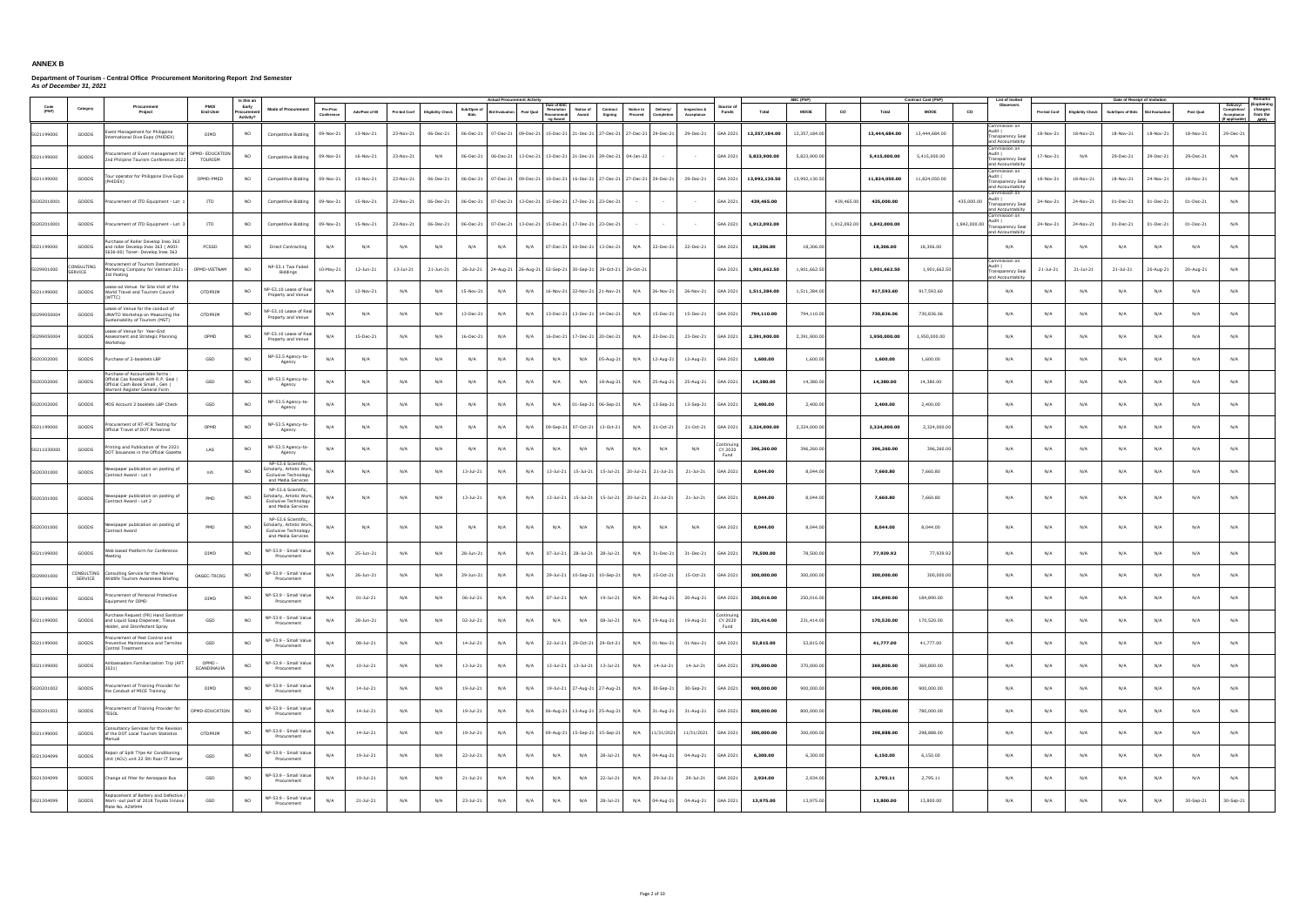# ANNEX B

**Department of Tourism - Central Office Procurement Monitoring Report 2nd Semester**
***As of December 31, 2021***

| Code (PAP) | Category | Procurement Project | PMO/ End-User | Is this an Early Procurement Activity? | Mode of Procurement | Actual Procurement Activity | | | | | | | | | | | | | | Source of Funds | ABC (PhP) | | | Contract Cost (PhP) | | | List of Invited Observers | Date of Receipt of Invitation | | | | | | | Remarks (Explaining changes from the APP) |
|---|---|---|---|---|---|---|---|---|---|---|---|---|---|---|---|---|---|---|---|---|---|---|---|---|---|---|---|---|---|---|---|---|---|---|---|
| | | | | | | Pre-Proc Conference | Ads/Post of IB | Pre-bid Conf | Eligibility Check | Sub/Open of Bids | Bid Evaluation | Post Qual | Date of BAC Resolution Recommending Award | Notice of Award | Contract Signing | Notice to Proceed | Delivery/ Completion | Inspection & Acceptance | | Total | MOOE | CO | Total | MOOE | CO | | Pre-bid Conf | Eligibility Check | Sub/Open of Bids | Bid Evaluation | Post Qual | Delivery/ Completion/ Acceptance (If applicable) | | |
| 5021199000 | GOODS | Event Management for Philippine International Dive Expo (PHIDEX) | OIMD | NO | Competitive Bidding | 09-Nov-21 | 13-Nov-21 | 23-Nov-21 | 06-Dec-21 | 06-Dec-21 | 07-Dec-21 | 09-Dec-21 | 15-Dec-21 | 21-Dec-21 | 27-Dec-21 | 27-Dec-21 | 29-Dec-21 | 29-Dec-21 | GAA 2021 | 12,357,184.00 | 12,357,184.00 | | 13,444,684.00 | 13,444,684.00 | | Commission on Audit ; Transparency Seal and Accountability | 18-Nov-21 | 18-Nov-21 | 18-Nov-21 | 18-Nov-21 | 18-Nov-21 | 29-Dec-21 | |
| 5021199000 | GOODS | Procurement of Event management for 2nd Philipine Tourism Conference 2022 | OPMD- EDUCATION TOURISM | NO | Competitive Bidding | 09-Nov-21 | 16-Nov-21 | 23-Nov-21 | N/A | 06-Dec-21 | 06-Dec-21 | 13-Dec-21 | 13-Dec-21 | 21-Dec-21 | 29-Dec-21 | 04-Jan-22 | - | - | GAA 2021 | 5,823,900.00 | 5,823,900.00 | | 5,415,000.00 | 5,415,000.00 | | Commission on Audit ; Transparency Seal and Accountability | 17-Nov-21 | N/A | 20-Dec-21 | 20-Dec-21 | 29-Dec-21 | N/A | |
| 5021199000 | GOODS | Tour operator for Philippine Dive Expo (PHIDEX) | OPMD-PMED | NO | Competitive Bidding | 09-Nov-21 | 13-Nov-21 | 23-Nov-21 | 06-Dec-21 | 06-Dec-21 | 07-Dec-21 | 09-Dec-21 | 10-Dec-21 | 16-Dec-21 | 27-Dec-21 | 27-Dec-21 | 29-Dec-21 | 29-Dec-21 | GAA 2021 | 13,992,130.50 | 13,992,130.50 | | 11,824,050.00 | 11,824,050.00 | | Commission on Audit ; Transparency Seal and Accountability | 18-Nov-21 | 18-Nov-21 | 18-Nov-21 | 24-Nov-21 | 18-Nov-21 | N/A | |
| 5020201000 | GOODS | Procurement of ITD Equipment - Lot 1 | ITD | NO | Competitive Bidding | 09-Nov-21 | 15-Nov-21 | 23-Nov-21 | 06-Dec-21 | 06-Dec-21 | 07-Dec-21 | 13-Dec-21 | 15-Dec-21 | 17-Dec-21 | 23-Dec-21 | - | - | - | GAA 2021 | 439,465.00 | | 439,465.00 | 435,000.00 | | 435,000.00 | Commission on Audit ; Transparency Seal and Accountability | 24-Nov-21 | 24-Nov-21 | 01-Dec-21 | 01-Dec-21 | 01-Dec-21 | N/A | |
| 5020201000 | GOODS | Procurement of ITD Equipment - Lot 3 | ITD | NO | Competitive Bidding | 09-Nov-21 | 15-Nov-21 | 23-Nov-21 | 06-Dec-21 | 06-Dec-21 | 07-Dec-21 | 13-Dec-21 | 15-Dec-21 | 17-Dec-21 | 23-Dec-21 | - | - | - | GAA 2021 | 1,912,092.00 | | 1,912,092.00 | 1,842,000.00 | | 1,842,000.00 | Commission on Audit ; Transparency Seal and Accountability | 24-Nov-21 | 24-Nov-21 | 01-Dec-21 | 01-Dec-21 | 01-Dec-21 | N/A | |
| 5021199000 | GOODS | Purchase of Roller Develop Ineo 363 and roller Develop Ineo 363 ( A0UI-5636-00) Toner- Develop Ineo 363 | PCSSD | NO | Direct Contracting | N/A | N/A | N/A | N/A | N/A | N/A | N/A | 07-Dec-21 | 10-Dec-21 | 13-Dec-21 | N/A | 22-Dec-21 | 22-Dec-21 | GAA 2021 | 18,306.00 | 18,306.00 | | 18,306.00 | 18,306.00 | | N/A | N/A | N/A | N/A | N/A | N/A | N/A | |
| 5029901000 | CONSULTING SERVICE | Procurement of Tourism Destination Marketing Company for Vietnam 2021 - 3rd Posting | OPMD-VIETNAM | NO | NP-53.1 Two Failed Biddings | 10-May-21 | 12-Jun-21 | 13-Jul-21 | 21-Jun-21 | 26-Jul-21 | 24-Aug-21 | 26-Aug-21 | 02-Sep-21 | 30-Sep-21 | 29-Oct-21 | 29-Oct-21 | | | GAA 2021 | 1,901,662.50 | 1,901,662.50 | | 1,901,662.50 | 1,901,662.50 | | Commission on Audit ; Transparency Seal and Accountability | 21-Jul-21 | 21-Jul-21 | 21-Jul-21 | 20-Aug-21 | 20-Aug-21 | N/A | |
| 5021199000 | GOODS | Lease od Venue for Site Visit of the World Travel and Tourism Council (WTTC) | OTDPRIM | NO | NP-53.10 Lease of Real Property and Venue | N/A | 12-Nov-21 | N/A | N/A | 15-Nov-21 | N/A | N/A | 16-Nov-21 | 22-Nov-21 | 21-Nov-21 | N/A | 26-Nov-21 | 26-Nov-21 | GAA 2021 | 1,511,384.00 | 1,511,384.00 | | 917,593.60 | 917,593.60 | | N/A | N/A | N/A | N/A | N/A | N/A | N/A | |
| 50299050004 | GOODS | Lease of Venue for the conduct of UNWTO Workshop on Measuring the Sustainability of Tourism (MST) | OTDPRIM | NO | NP-53.10 Lease of Real Property and Venue | N/A | N/A | N/A | N/A | 13-Dec-21 | N/A | N/A | 13-Dec-21 | 13-Dec-21 | 14-Dec-21 | N/A | 15-Dec-21 | 15-Dec-21 | GAA 2021 | 794,110.00 | 794,110.00 | | 730,836.06 | 730,836.06 | | N/A | N/A | N/A | N/A | N/A | N/A | N/A | |
| 50299050004 | GOODS | Lease of Venue for Year-End Assessment and Strategic Planning Workshop | OPMD | NO | NP-53.10 Lease of Real Property and Venue | N/A | 15-Dec-21 | N/A | N/A | 16-Dec-21 | N/A | N/A | 16-Dec-21 | 17-Dec-21 | 20-Dec-21 | N/A | 23-Dec-21 | 23-Dec-21 | GAA 2021 | 2,391,900.00 | 2,391,900.00 | | 1,950,000.00 | 1,950,000.00 | | N/A | N/A | N/A | N/A | N/A | N/A | N/A | |
| 5020302000 | GOODS | Purchase of 2-booklets LBP | GSD | NO | NP-53.5 Agency-to-Agency | N/A | N/A | N/A | N/A | N/A | N/A | N/A | N/A | N/A | 05-Aug-21 | N/A | 12-Aug-21 | 12-Aug-21 | GAA 2021 | 1,600.00 | 1,600.00 | | 1,600.00 | 1,600.00 | | N/A | N/A | N/A | N/A | N/A | N/A | N/A | |
| 5020302000 | GOODS | Purchase of Accountable forms : Official Cas Receipt with R.P. Seal ; Official Cash Book Small , Gen ; Warrant Register General Form | GSD | NO | NP-53.5 Agency-to-Agency | N/A | N/A | N/A | N/A | N/A | N/A | N/A | N/A | N/A | 18-Aug-21 | N/A | 25-Aug-21 | 25-Aug-21 | GAA 2021 | 14,380.00 | 14,380.00 | | 14,380.00 | 14,380.00 | | N/A | N/A | N/A | N/A | N/A | N/A | N/A | |
| 5020302000 | GOODS | MDS Account 2 booklets LBP Check | GSD | NO | NP-53.5 Agency-to-Agency | N/A | N/A | N/A | N/A | N/A | N/A | N/A | N/A | 01-Sep-21 | 06-Sep-21 | N/A | 13-Sep-21 | 13-Sep-21 | GAA 2021 | 2,400.00 | 2,400.00 | | 2,400.00 | 2,400.00 | | N/A | N/A | N/A | N/A | N/A | N/A | N/A | |
| 5021199000 | GOODS | Procurement of RT-PCR Testing for Official Travel of DOT Personnel | OPMD | NO | NP-53.5 Agency-to-Agency | N/A | N/A | N/A | N/A | N/A | N/A | N/A | 09-Sep-21 | 07-Oct-21 | 13-Oct-21 | N/A | 21-Oct-21 | 21-Oct-21 | GAA 2021 | 2,324,000.00 | 2,324,000.00 | | 2,324,000.00 | 2,324,000.00 | | N/A | N/A | N/A | N/A | N/A | N/A | N/A | |
| 50211030000 | GOODS | Printing and Publication of the 2021 DOT Issuances in the Official Gazette | LAS | NO | NP-53.5 Agency-to-Agency | N/A | N/A | N/A | N/A | N/A | N/A | N/A | N/A | N/A | N/A | N/A | N/A | N/A | Continuing CY 2020 Fund | 396,260.00 | 396,260.00 | | 396,260.00 | 396,260.00 | | N/A | N/A | N/A | N/A | N/A | N/A | N/A | |
| 5020301000 | GOODS | Newspaper publication on posting of Contract Award - Lot 1 | iiti | NO | NP-53.6 Scientific, Scholarly, Artistic Work, Exclusive Technology and Media Services | N/A | N/A | N/A | N/A | 13-Jul-21 | N/A | N/A | 13-Jul-21 | 15-Jul-21 | 15-Jul-21 | 20-Jul-21 | 21-Jul-21 | 21-Jul-21 | GAA 2021 | 8,044.00 | 8,044.00 | | 7,660.80 | 7,660.80 | | N/A | N/A | N/A | N/A | N/A | N/A | N/A | |
| 5020301000 | GOODS | Newspaper publication on posting of Contract Award - Lot 2 | PMD | NO | NP-53.6 Scientific, Scholarly, Artistic Work, Exclusive Technology and Media Services | N/A | N/A | N/A | N/A | 13-Jul-21 | N/A | N/A | 13-Jul-21 | 15-Jul-21 | 15-Jul-21 | 20-Jul-21 | 21-Jul-21 | 21-Jul-21 | GAA 2021 | 8,044.00 | 8,044.00 | | 7,660.80 | 7,660.80 | | N/A | N/A | N/A | N/A | N/A | N/A | N/A | |
| 5020301000 | GOODS | Newspaper publication on posting of Contract Award | PMD | NO | NP-53.6 Scientific, Scholarly, Artistic Work, Exclusive Technology and Media Services | N/A | N/A | N/A | N/A | N/A | N/A | N/A | N/A | N/A | N/A | N/A | N/A | N/A | GAA 2021 | 8,044.00 | 8,044.00 | | 8,044.00 | 8,044.00 | | N/A | N/A | N/A | N/A | N/A | N/A | N/A | |
| 5021199000 | GOODS | Web-based Platform for Conference Meeting | OIMD | NO | NP-53.9 - Small Value Procurement | N/A | 25-Jun-21 | N/A | N/A | 28-Jun-21 | N/A | N/A | 07-Jul-21 | 28-Jul-21 | 28-Jul-21 | N/A | 31-Dec-21 | 31-Dec-21 | GAA 2021 | 78,500.00 | 78,500.00 | | 77,939.92 | 77,939.92 | | N/A | N/A | N/A | N/A | N/A | N/A | N/A | |
| 5029901000 | CONSULTING SERVICE | Consulting Service for the Marine Wildlife Tourism Awareness Briefing | OASEC-TRCRG | NO | NP-53.9 - Small Value Procurement | N/A | 26-Jun-21 | N/A | N/A | 29-Jun-21 | N/A | N/A | 29-Jul-21 | 10-Sep-21 | 10-Sep-21 | N/A | 15-Oct-21 | 15-Oct-21 | GAA 2021 | 300,000.00 | 300,000.00 | | 300,000.00 | 300,000.00 | | N/A | N/A | N/A | N/A | N/A | N/A | N/A | |
| 5021199000 | GOODS | Procurement of Personal Protective Equipment for OIMD | OIMD | NO | NP-53.9 - Small Value Procurement | N/A | 01-Jul-21 | N/A | N/A | 06-Jul-21 | N/A | N/A | 07-Jul-21 | N/A | 19-Jul-21 | N/A | 20-Aug-21 | 20-Aug-21 | GAA 2021 | 250,016.00 | 250,016.00 | | 184,890.00 | 184,890.00 | | N/A | N/A | N/A | N/A | N/A | N/A | N/A | |
| 5021199000 | GOODS | Purchase Request (PR) Hand Sanitizer and Liquid Soap Dispenser, Tissue Holder, and Disinfectant Spray | GSD | NO | NP-53.9 - Small Value Procurement | N/A | 28-Jun-21 | N/A | N/A | 02-Jul-21 | N/A | N/A | N/A | N/A | 08-Jul-21 | N/A | 19-Aug-21 | 19-Aug-21 | Continuing CY 2020 Fund | 231,414.00 | 231,414.00 | | 170,520.00 | 170,520.00 | | N/A | N/A | N/A | N/A | N/A | N/A | N/A | |
| 5021199000 | GOODS | Procurement of Pest Control and Preventive Maintenance and Termites Control Treatment | GSD | NO | NP-53.9 - Small Value Procurement | N/A | 08-Jul-21 | N/A | N/A | 14-Jul-21 | N/A | N/A | 22-Jul-21 | 29-Oct-21 | 29-Oct-21 | N/A | 01-Nov-21 | 01-Nov-21 | GAA 2021 | 53,815.00 | 53,815.00 | | 41,777.00 | 41,777.00 | | N/A | N/A | N/A | N/A | N/A | N/A | N/A | |
| 5021199000 | GOODS | Ambassadors Familiarization Trip (AFT 2021) | OPMD - SCANDINAVIA | NO | NP-53.9 - Small Value Procurement | N/A | 10-Jul-21 | N/A | N/A | 13-Jul-21 | N/A | N/A | 13-Jul-21 | 13-Jul-21 | 13-Jul-21 | N/A | 14-Jul-21 | 14-Jul-21 | GAA 2021 | 370,000.00 | 370,000.00 | | 369,800.00 | 369,800.00 | | N/A | N/A | N/A | N/A | N/A | N/A | N/A | |
| 5020201002 | GOODS | Procurement of Training Provider for the Conduct of MICE Training | OIMD | NO | NP-53.9 - Small Value Procurement | N/A | 14-Jul-21 | N/A | N/A | 19-Jul-21 | N/A | N/A | 19-Jul-21 | 27-Aug-21 | 27-Aug-21 | N/A | 30-Sep-21 | 30-Sep-21 | GAA 2021 | 900,000.00 | 900,000.00 | | 900,000.00 | 900,000.00 | | N/A | N/A | N/A | N/A | N/A | N/A | N/A | |
| 5020201002 | GOODS | Procurement of Training Provider for TESOL | OPMD-EDUCATION | NO | NP-53.9 - Small Value Procurement | N/A | 14-Jul-21 | N/A | N/A | 19-Jul-21 | N/A | N/A | 06-Aug-21 | 13-Aug-21 | 25-Aug-21 | N/A | 31-Aug-21 | 31-Aug-21 | GAA 2021 | 800,000.00 | 800,000.00 | | 780,000.00 | 780,000.00 | | N/A | N/A | N/A | N/A | N/A | N/A | N/A | |
| 5021199000 | GOODS | Consultancy Services for the Revision of the DOT Local Tourism Statistics Manual | OTDPRIM | NO | NP-53.9 - Small Value Procurement | N/A | 14-Jul-21 | N/A | N/A | 19-Jul-21 | N/A | N/A | 09-Aug-21 | 15-Sep-21 | 15-Sep-21 | N/A | 11/31/2021 | 11/31/2021 | GAA 2021 | 300,000.00 | 300,000.00 | | 298,888.00 | 298,888.00 | | N/A | N/A | N/A | N/A | N/A | N/A | N/A | |
| 5021304099 | GOODS | Repair of Split TYpe Air Conditioning Unit (ACU) unit 22 5th floor IT Server | GSD | NO | NP-53.9 - Small Value Procurement | N/A | 19-Jul-21 | N/A | N/A | 22-Jul-21 | N/A | N/A | N/A | N/A | 28-Jul-21 | N/A | 04-Aug-21 | 04-Aug-21 | GAA 2021 | 6,300.00 | 6,300.00 | | 6,150.00 | 6,150.00 | | N/A | N/A | N/A | N/A | N/A | N/A | N/A | |
| 5021304099 | GOODS | Change oil filter for Aerospace Bus | GSD | NO | NP-53.9 - Small Value Procurement | N/A | 19-Jul-21 | N/A | N/A | 21-Jul-21 | N/A | N/A | N/A | N/A | 22-Jul-21 | N/A | 29-Jul-21 | 29-Jul-21 | GAA 2021 | 2,934.00 | 2,934.00 | | 2,795.11 | 2,795.11 | | N/A | N/A | N/A | N/A | N/A | N/A | N/A | |
| 5021304099 | GOODS | Replacement of Battery and Defective / Worn -out part of 2018 Toyota Innova Plate No. A2W944 | GSD | NO | NP-53.9 - Small Value Procurement | N/A | 21-Jul-21 | N/A | N/A | 23-Jul-21 | N/A | N/A | N/A | N/A | 28-Jul-21 | N/A | 04-Aug-21 | 04-Aug-21 | GAA 2021 | 13,975.00 | 13,975.00 | | 13,800.00 | 13,800.00 | | N/A | N/A | N/A | N/A | N/A | N/A | 30-Sep-21 | 30-Sep-21 |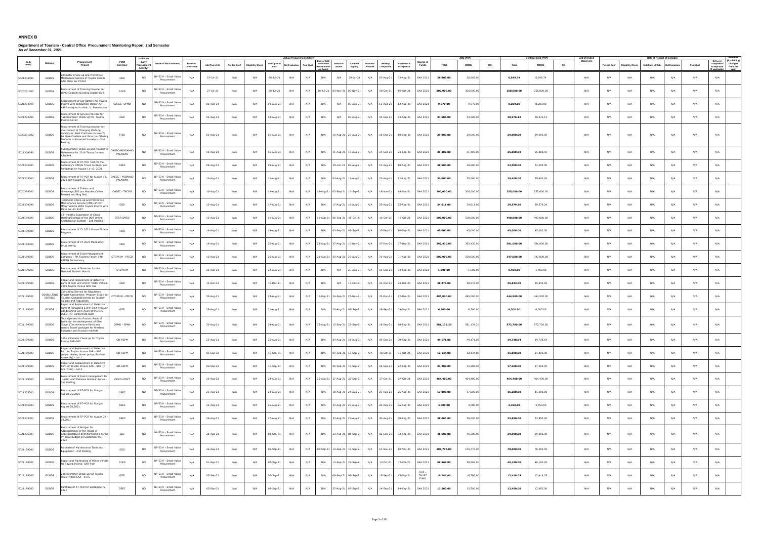## ANNEX B

**Department of Tourism - Central Office Procurement Monitoring Report 2nd Semester**
***As of December 31, 2021***

| Code (PAP) | Category | Procurement Project | PMO/ End-User | Is this an Early Procurement Activity? | Mode of Procurement | Actual Procurement Activity | | | | | | | | | | | | | Source of Funds | ABC (PhP) | | | Contract Cost (PhP) | | | List of Invited Observers | Date of Receipt of Invitation | | | | | | Remarks (Explaining changes from the APP) |
|---|---|---|---|---|---|---|---|---|---|---|---|---|---|---|---|---|---|---|---|---|---|---|---|---|---|---|---|---|---|---|---|---|---|
| | | | | | | Pre-Proc Conference | Ads/Post of IB | Pre-bid Conf | Eligibility Check | Sub/Open of Bids | Bid Evaluation | Post Qual | Date of BAC Resolution Recommending Award | Notice of Award | Contract Signing | Notice to Proceed | Delivery/ Completion | Inspection & Acceptance | | Total | MOOE | CO | Total | MOOE | CO | | Pre-bid Conf | Eligibility Check | Sub/Open of Bids | Bid Evaluation | Post Qual | Delivery/ Completion/ Acceptance (If applicable) | |
| 5021304099 | GOODS | Kilometer Check up and Preventive Maintenance Service of Toyota Corolla Altis Plate No. P4342 | GSD | NO | NP-53.9 - Small Value Procurement | N/A | 23-Jul-21 | N/A | N/A | 26-Jul-21 | N/A | N/A | N/A | N/A | 28-Jul-21 | N/A | 03-Aug-21 | 03-Aug-21 | GAA 2021 | 26,603.00 | 26,603.00 | | 6,549.74 | 6,549.74 | | N/A | N/A | N/A | N/A | N/A | N/A | N/A | |
| 5020201002 | GOODS | Procurement of Training Provider for OIMD Capacity Building Digital Skill | OIMD | NO | NP-53.9 - Small Value Procurement | N/A | 27-Jul-21 | N/A | N/A | 30-Jul-21 | N/A | N/A | 30-Jul-21 | 03-Nov-21 | 05-Nov-21 | N/A | 08-Oct-21 | 08-Oct-21 | GAA 2021 | 300,000.00 | 300,000.00 | | 258,000.00 | 258,000.00 | | N/A | N/A | N/A | N/A | N/A | N/A | N/A | |
| 5021304099 | GOODS | Replacement of Car Battery for Toyota Innova with conduction sticker A3-A880 assigned to Asec. V. Buenluceso | OASEC- OPMD | NO | NP-53.9 - Small Value Procurement | N/A | 02-Aug-21 | N/A | N/A | 04-Aug-21 | N/A | N/A | N/A | N/A | 05-Aug-21 | N/A | 12-Aug-21 | 12-Aug-21 | GAA 2021 | 9,970.00 | 9,970.00 | | 8,209.00 | 8,209.00 | | N/A | N/A | N/A | N/A | N/A | N/A | N/A | |
| 5021304099 | GOODS | Procurement of Service Provider for 45K Kilometer Check-Up for Toyota Innova A0194 | GSD | NO | NP-53.9 - Small Value Procurement | N/A | 02-Aug-21 | N/A | N/A | 03-Aug-21 | N/A | N/A | N/A | N/A | 05-Aug-21 | N/A | 04-Sep-21 | 04-Sep-21 | GAA 2021 | 34,505.00 | 34,505.00 | | 30,976.13 | 30,976.13 | | N/A | N/A | N/A | N/A | N/A | N/A | N/A | |
| 5020201002 | GOODS | Procurement of Training provider for the conduct of Changing Pitching Landscape: Best Practices on How To Be More Credible and Smart in Offering Products to Potential Investors - 2nd Posting | PIED | NO | NP-53.9 - Small Value Procurement | N/A | 02-Aug-21 | N/A | N/A | 05-Aug-21 | N/A | N/A | N/A | 10-Aug-21 | 20-Aug-21 | N/A | 10-Sep-21 | 10-Sep-21 | GAA 2021 | 29,000.00 | 29,000.00 | | 29,000.00 | 29,000.00 | | N/A | N/A | N/A | N/A | N/A | N/A | N/A | |
| 5021304099 | GOODS | 15K Kilometer Check up and Preventive Maintenance for 2018 Toyota Innova A2B944 | OASEC-MINDANAO PALAWAN | NO | NP-53.9 - Small Value Procurement | N/A | 10-Aug-21 | N/A | N/A | 16-Aug-21 | N/A | N/A | N/A | 11-Aug-21 | 17-Aug-21 | N/A | 24-Sep-21 | 24-Sep-21 | GAA 2021 | 31,487.00 | 31,487.00 | | 25,880.59 | 25,880.59 | | N/A | N/A | N/A | N/A | N/A | N/A | N/A | |
| 5021305003 | GOODS | Procurement of RT-PCR Test for the Secretary's Official Travel to Bohol and Pampanga on August 11-13, 2021 | OSEC | NO | NP-53.9 - Small Value Procurement | N/A | 08-Aug-21 | N/A | N/A | 09-Aug-21 | N/A | N/A | N/A | 29-Jun-21 | 06-Aug-21 | N/A | 10-Aug-21 | 10-Aug-21 | GAA 2021 | 38,500.00 | 38,500.00 | | 32,000.00 | 32,000.00 | | N/A | N/A | N/A | N/A | N/A | N/A | N/A | |
| 5021305003 | GOODS | Procurement of RT-PCR for August 13, 2021 and August 22, 2021 | OASEC - MIDANAO PALAWAN | NO | NP-53.9 - Small Value Procurement | N/A | 10-Aug-21 | N/A | N/A | 11-Aug-21 | N/A | N/A | N/A | 03-Aug-21 | 11-Aug-21 | N/A | 22-Aug-21 | 22-Aug-21 | GAA 2021 | 30,000.00 | 30,000.00 | | 29,400.00 | 29,400.00 | | N/A | N/A | N/A | N/A | N/A | N/A | N/A | |
| 5020399000 | GOODS | Procurement of Tokens and Giveaways(300 pcs Wooden Coffee Pressed and Mug Set) | OASEC - TRCRG | NO | NP-53.9 - Small Value Procurement | N/A | 10-Aug-21 | N/A | N/A | 16-Aug-21 | N/A | N/A | 16-Aug-21 | 03-Sep-21 | 10-Sep-21 | N/A | 18-Nov-21 | 18-Nov-21 | GAA 2021 | 300,000.00 | 300,000.00 | | 255,000.00 | 255,000.00 | | N/A | N/A | N/A | N/A | N/A | N/A | N/A | |
| 5021304099 | GOODS | Kilometer Check-up and Preventive Maintenance Service (PMS) of DOT Motor Vehicle 2018 Toyota Innova with Plate No. A3-B197 | GSD | NO | NP-53.9 - Small Value Procurement | N/A | 12-Aug-21 | N/A | N/A | 17-Aug-21 | N/A | N/A | N/A | 17-Aug-21 | 18-Aug-21 | N/A | 25-Aug-21 | 25-Aug-21 | GAA 2021 | 34,611.00 | 34,611.00 | | 29,579.26 | 29,579.26 | | N/A | N/A | N/A | N/A | N/A | N/A | N/A | |
| 5021199000 | GOODS | 12- months Subcription of Cloud Hosting/Storage of the DOT Online Accreditation System - 2nd Posting | OTSR-SMED | NO | NP-53.9 - Small Value Procurement | N/A | 12-Aug-21 | N/A | N/A | 16-Aug-21 | N/A | N/A | 16-Aug-21 | 08-Sep-21 | 15-Oct-21 | N/A | 16-Oct-21 | 16-Oct-21 | GAA 2021 | 500,000.00 | 500,000.00 | | 490,000.00 | 490,000.00 | | N/A | N/A | N/A | N/A | N/A | N/A | N/A | |
| 5021199000 | GOODS | Procurement of CY 2021 Virtual Fitness Program | HRD | NO | NP-53.9 - Small Value Procurement | N/A | 16-Aug-21 | N/A | N/A | 19-Aug-21 | N/A | N/A | N/A | 03-Sep-21 | 09-Sep-21 | N/A | 10-Sep-21 | 10-Sep-21 | GAA 2021 | 45,000.00 | 45,000.00 | | 45,000.00 | 45,000.00 | | N/A | N/A | N/A | N/A | N/A | N/A | N/A | |
| 5021199000 | GOODS | Procurement of CY 2021 Mandatory Drug testing | HRD | NO | NP-53.9 - Small Value Procurement | N/A | 16-Aug-21 | N/A | N/A | 20-Aug-21 | N/A | N/A | 23-Aug-21 | 27-Aug-21 | 10-Nov-21 | N/A | 07-Dec-21 | 07-Dec-21 | GAA 2021 | 392,430.00 | 392,430.00 | | 381,000.00 | 381,000.00 | | N/A | N/A | N/A | N/A | N/A | N/A | N/A | |
| 5021199000 | GOODS | Procurement of Event Management Company - PH Tourism Forum 54th ASEAN Anniversary | OTDPRIM - PFICD | NO | NP-53.9 - Small Value Procurement | N/A | 16-Aug-21 | N/A | N/A | 20-Aug-21 | N/A | N/A | 20-Aug-21 | 20-Aug-21 | 27-Aug-21 | N/A | 31-Aug-21 | 31-Aug-21 | GAA 2021 | 500,000.00 | 500,000.00 | | 347,000.00 | 347,000.00 | | N/A | N/A | N/A | N/A | N/A | N/A | N/A | |
| 5021199000 | GOODS | Procurement of Streamer for the National Statistic Month | OTDPRIM | NO | NP-53.9 - Small Value Procurement | N/A | 20-Aug-21 | N/A | N/A | 24-Aug-21 | N/A | N/A | N/A | N/A | 25-Aug-21 | N/A | 03-Sep-21 | 03-Sep-21 | GAA 2021 | 1,500.00 | 1,500.00 | | 1,400.00 | 1,400.00 | | N/A | N/A | N/A | N/A | N/A | N/A | N/A | |
| 5021199000 | GOODS | Repair and replacement of defective parts of ACU unit of DOT Motor Vehicle 2009 Toyota Innova SKR 762 | GSD | NO | NP-53.9 - Small Value Procurement | N/A | 14-Dec-21 | N/A | N/A | 16-Dec-21 | N/A | N/A | N/A | N/A | 17-Dec-21 | N/A | 24-Dec-21 | 24-Dec-21 | GAA 2021 | 28,376.00 | 28,376.00 | | 25,844.00 | 25,844.00 | | N/A | N/A | N/A | N/A | N/A | N/A | N/A | |
| 5021199000 | CONSULTING SERVICE | Consulting Service for Regulatory Impact Assessment: Program Study on Tourism Competitiveness on Tourism Policies and Regulation | OTDPRIM - PFICD | NO | NP-53.9 - Small Value Procurement | N/A | 20-Aug-21 | N/A | N/A | 23-Aug-21 | N/A | N/A | 16-Sep-21 | 24-Sep-21 | 22-Nov-21 | N/A | 22-Dec-21 | 22-Dec-21 | GAA 2021 | 495,000.00 | 495,000.00 | | 444,500.00 | 444,500.00 | | N/A | N/A | N/A | N/A | N/A | N/A | N/A | |
| 5021199000 | GOODS | Repair and Replacement of Defective Parts of Panasonic 2.0HP Split Type Air Conditioning Unit (ACU) at the OIC-USEC , AF Conference room | GSD | NO | NP-53.9 - Small Value Procurement | N/A | 25-Aug-21 | N/A | N/A | 31-Aug-21 | N/A | N/A | N/A | 26-Aug-21 | 02-Sep-21 | N/A | 09-Sep-21 | 09-Sep-21 | GAA 2021 | 6,900.00 | 6,300.00 | | 6,300.00 | 6,300.00 | | N/A | N/A | N/A | N/A | N/A | N/A | N/A | |
| 5021199000 | GOODS | Tour Operator for Product Audit of Bohol for the development of Bike Travel (The Adventure Path) and Luxury Travel packages for Western European and Russian markets | OPMD - SPAN | NO | NP-53.9 - Small Value Procurement | N/A | 20-Aug-21 | N/A | N/A | 24-Aug-21 | N/A | N/A | 25-Aug-21 | 15-Sep-21 | 22-Sep-21 | N/A | 18-Sep-21 | 18-Sep-21 | GAA 2021 | 581,139.20 | 581,139.20 | | 572,700.00 | 572,700.00 | | N/A | N/A | N/A | N/A | N/A | N/A | N/A | |
| 5021199000 | GOODS | 105K Kilometer Check up for Toyota Innova SKR-802 | OD-ASPM | NO | NP-53.9 - Small Value Procurement | N/A | 23-Aug-21 | N/A | N/A | 26-Aug-21 | N/A | N/A | N/A | 24-Aug-21 | 31-Aug-21 | N/A | 09-Sep-21 | 09-Sep-21 | GAA 2021 | 49,171.00 | 49,171.00 | | 19,738.64 | 19,738.64 | | N/A | N/A | N/A | N/A | N/A | N/A | N/A | |
| 5021199000 | GOODS | Repair and Replacement of Defective Part for Toyota Innova SKR - 802 (Wiper blades, Water pump, Radiator Assembly) - Lot 1 | OD-ASPM | NO | NP-53.9 - Small Value Procurement | N/A | 06-Sep-21 | N/A | N/A | 10-Sep-21 | N/A | N/A | N/A | 09-Sep-21 | 13-Sep-21 | N/A | 18-Oct-21 | 18-Oct-21 | GAA 2021 | 12,134.00 | 12,134.00 | | 11,800.00 | 11,800.00 | | N/A | N/A | N/A | N/A | N/A | N/A | N/A | |
| 5021199000 | GOODS | Repair and Replacement of Defective Part for Toyota Innova SKR - 802 (4 pcs. Tires) - Lot 2 | OD-ASPM | NO | NP-53.9 - Small Value Procurement | N/A | 06-Sep-21 | N/A | N/A | 10-Sep-21 | N/A | N/A | N/A | 09-Sep-21 | 13-Sep-21 | N/A | 22-Sep-21 | 22-Sep-21 | GAA 2021 | 23,398.00 | 23,398.00 | | 17,300.00 | 17,300.00 | | N/A | N/A | N/A | N/A | N/A | N/A | N/A | |
| 5021199000 | GOODS | Procurement of Event management for Health and Wellness Webinar Series - 2nd Posting | OPMD-MTWT | NO | NP-53.9 - Small Value Procurement | N/A | 20-Aug-21 | N/A | N/A | 24-Aug-21 | N/A | N/A | 25-Aug-21 | 27-Aug-21 | 22-Sep-21 | N/A | 27-Oct-21 | 27-Oct-21 | GAA 2021 | 464,400.00 | 464,400.00 | | 464,400.00 | 464,400.00 | | N/A | N/A | N/A | N/A | N/A | N/A | N/A | |
| 5021305003 | GOODS | Procurement of RT-PCR for Siargao August 25,2021 | OSEC | NO | NP-53.9 - Small Value Procurement | N/A | 23-Aug-21 | N/A | N/A | 24-Aug-21 | N/A | N/A | N/A | 18-Aug-21 | 24-Aug-21 | N/A | 25-Aug-21 | 25-Aug-21 | GAA 2021 | 17,000.00 | 17,000.00 | | 15,200.00 | 15,200.00 | | N/A | N/A | N/A | N/A | N/A | N/A | N/A | |
| 5021305003 | GOODS | Procurement of RT-PCR for Siargao August 26,2021 | OSEC | NO | NP-53.9 - Small Value Procurement | N/A | 25-Aug-21 | N/A | N/A | 25-Aug-21 | N/A | N/A | N/A | 24-Aug-21 | 25-Aug-21 | N/A | 26-Aug-21 | 26-Aug-21 | GAA 2021 | 4,000.00 | 4,000.00 | | 3,450.00 | 3,450.00 | | N/A | N/A | N/A | N/A | N/A | N/A | N/A | |
| 5021305003 | GOODS | Procurement of RT-PCR for August 28 - 30,2021 | OSEC | NO | NP-53.9 - Small Value Procurement | N/A | 26-Aug-21 | N/A | N/A | 27-Aug-21 | N/A | N/A | N/A | 23-Aug-21 | 27-Aug-21 | N/A | 30-Aug-21 | 30-Aug-21 | GAA 2021 | 38,000.00 | 38,000.00 | | 33,850.00 | 33,850.00 | | N/A | N/A | N/A | N/A | N/A | N/A | N/A | |
| 5021305003 | GOODS | Procurement of Antigen for Appropriations of the House of Representatives briefing/hearing on the FY 2022 Budget on September 03, 2021 | LLU | NO | NP-53.9 - Small Value Procurement | N/A | 28-Aug-21 | N/A | N/A | 01-Sep-21 | N/A | N/A | N/A | 23-Aug-21 | 01-Sep-21 | N/A | 02-Sep-21 | 02-Sep-21 | GAA 2021 | 46,500.00 | 46,500.00 | | 29,000.00 | 29,000.00 | | N/A | N/A | N/A | N/A | N/A | N/A | N/A | |
| 5021199000 | GOODS | Purchase of Maintenance Tools and Equipment - 2nd Posting | GSD | NO | NP-53.9 - Small Value Procurement | N/A | 26-Aug-21 | N/A | N/A | 01-Sep-21 | N/A | N/A | 06-Sep-21 | 10-Sep-21 | 15-Sep-21 | N/A | 10-Nov-21 | 10-Nov-21 | GAA 2021 | 105,776.00 | 105,776.00 | | 78,000.00 | 78,000.00 | | N/A | N/A | N/A | N/A | N/A | N/A | N/A | |
| 5021199000 | GOODS | Repair and Maitenance of Motor Vehicle for Toyota Innova SKR-910 | OIMD | NO | NP-53.9 - Small Value Procurement | N/A | 01-Sep-21 | N/A | N/A | 07-Sep-21 | N/A | N/A | N/A | 10-Sep-21 | 21-Sep-21 | N/A | 12-Oct-21 | 12-Oct-21 | GAA 2021 | 58,569.00 | 58,569.00 | | 48,190.00 | 48,190.00 | | N/A | N/A | N/A | N/A | N/A | N/A | N/A | |
| 5021199000 | GOODS | 20K Kilometer Check up for Toyota Prius Hybrid SAA - 1176 | GSD | NO | NP-53.9 - Small Value Procurement | N/A | 02-Sep-21 | N/A | N/A | 06-Sep-21 | N/A | N/A | N/A | 06-Sep-21 | 06-Sep-21 | N/A | 15-Sep-21 | 15-Sep-21 | DOE - TRUST FUND | 16,786.00 | 16,786.00 | | 12,418.05 | 12,418.05 | | N/A | N/A | N/A | N/A | N/A | N/A | N/A | |
| 5021199000 | GOODS | Purchase of RT-PCR for September 5, 2021 | OSEC | NO | NP-53.9 - Small Value Procurement | N/A | 03-Sep-21 | N/A | N/A | 03-Sep-21 | N/A | N/A | N/A | 27-Aug-21 | 03-Sep-21 | N/A | 14-Sep-21 | 14-Sep-21 | GAA 2021 | 13,500.00 | 13,500.00 | | 12,450.00 | 12,450.00 | | N/A | N/A | N/A | N/A | N/A | N/A | N/A | |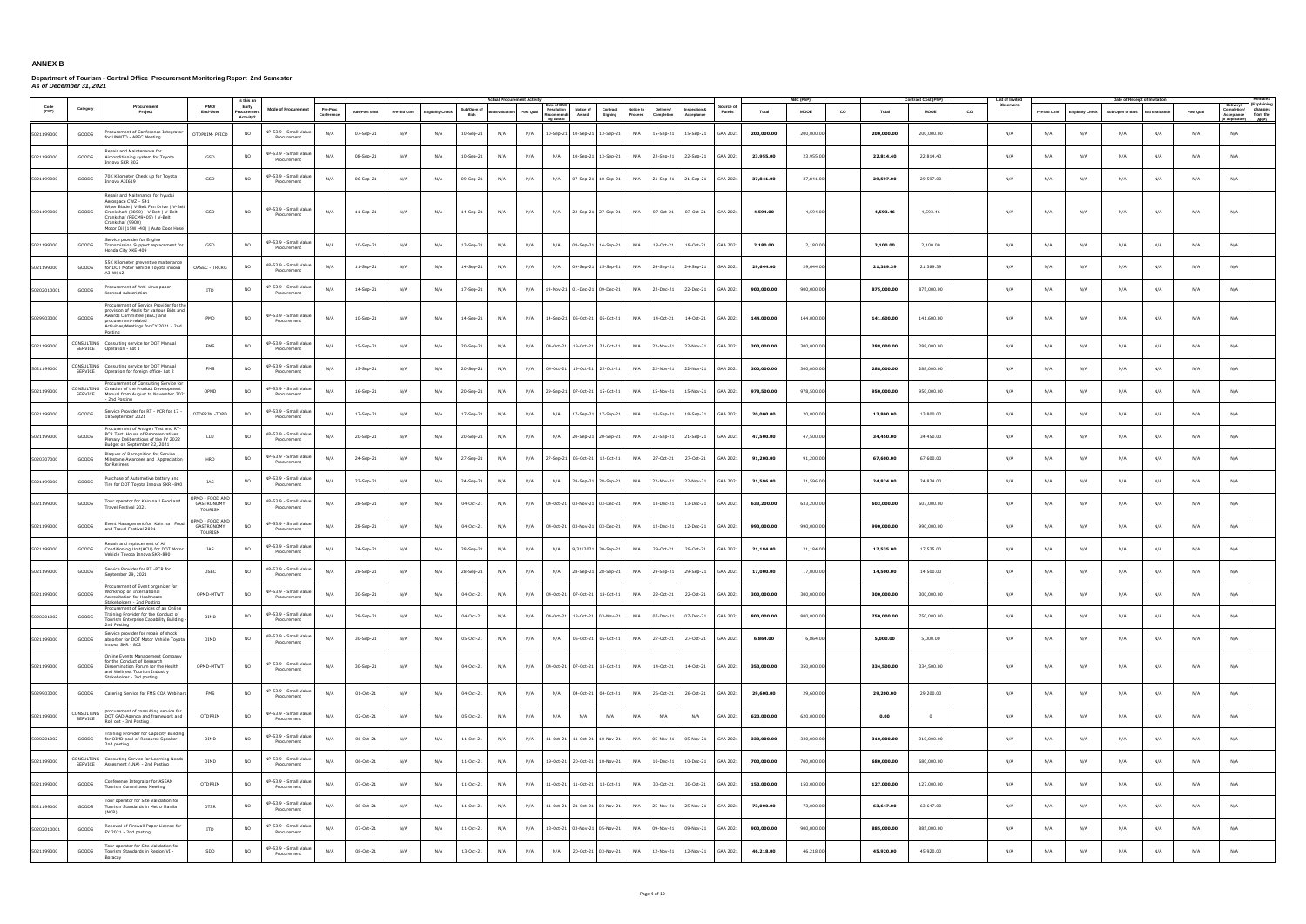# ANNEX B

**Department of Tourism - Central Office Procurement Monitoring Report 2nd Semester**
***As of December 31, 2021***

| Code (PAP) | Category | Procurement Project | PMO/ End-User | Is this an Early Procurement Activity? | Mode of Procurement | Actual Procurement Activity | | | | | | | | | | | | | Source of Funds | ABC (PhP) | | | Contract Cost (PhP) | | | List of Invited Observers | Date of Receipt of Invitation | | | | | | | Remarks (Explaining changes from the APP) |
|---|---|---|---|---|---|---|---|---|---|---|---|---|---|---|---|---|---|---|---|---|---|---|---|---|---|---|---|---|---|---|---|---|---|---|
| | | | | | | Pre-Proc Conference | Ads/Post of IB | Pre-bid Conf | Eligibility Check | Sub/Open of Bids | Bid Evaluation | Post Qual | Date of BAC Resolution Recommending Award | Notice of Award | Contract Signing | Notice to Proceed | Delivery/ Completion | Inspection & Acceptance | | Total | MOOE | CO | Total | MOOE | CO | | Pre-bid Conf | Eligibility Check | Sub/Open of Bids | Bid Evaluation | Post Qual | Delivery/ Completion/ Acceptance (If applicable) | | |
| 5021199000 | GOODS | Procurement of Conference Integrator for UNWTO - APEC Meeting | OTDPRIM- PFICD | NO | NP-53.9 - Small Value Procurement | N/A | 07-Sep-21 | N/A | N/A | 10-Sep-21 | N/A | N/A | 10-Sep-21 | 10-Sep-21 | 13-Sep-21 | N/A | 15-Sep-21 | 15-Sep-21 | GAA 2021 | 200,000.00 | 200,000.00 | | 200,000.00 | 200,000.00 | | N/A | N/A | N/A | N/A | N/A | N/A | N/A | |
| 5021199000 | GOODS | Repair and Maintenance for Airconditioning system for Toyota Innova SKR 802 | GSD | NO | NP-53.9 - Small Value Procurement | N/A | 08-Sep-21 | N/A | N/A | 10-Sep-21 | N/A | N/A | N/A | 10-Sep-21 | 13-Sep-21 | N/A | 22-Sep-21 | 22-Sep-21 | GAA 2021 | 23,955.00 | 23,955.00 | | 22,814.40 | 22,814.40 | | N/A | N/A | N/A | N/A | N/A | N/A | N/A | |
| 5021199000 | GOODS | 70K Kilometer Check up for Toyota Innova A3E619 | GSD | NO | NP-53.9 - Small Value Procurement | N/A | 06-Sep-21 | N/A | N/A | 09-Sep-21 | N/A | N/A | N/A | 07-Sep-21 | 10-Sep-21 | N/A | 21-Sep-21 | 21-Sep-21 | GAA 2021 | 37,841.00 | 37,841.00 | | 29,597.00 | 29,597.00 | | N/A | N/A | N/A | N/A | N/A | N/A | N/A | |
| 5021199000 | GOODS | Repair and Maintenance for hyudai Aerospace CWZ - 541 Wiper Blade \| V-Belt Fan Drive \| V-Belt Crankshaft (8850) \| V-Belt \| V-Belt Crankshaf (6ECM6405) \| V-Belt Crankshaf (9900) Motor Oil (15W -40) \| Auto Door Hose | GSD | NO | NP-53.9 - Small Value Procurement | N/A | 11-Sep-21 | N/A | N/A | 14-Sep-21 | N/A | N/A | N/A | 22-Sep-21 | 27-Sep-21 | N/A | 07-Oct-21 | 07-Oct-21 | GAA 2021 | 4,594.00 | 4,594.00 | | 4,593.46 | 4,593.46 | | N/A | N/A | N/A | N/A | N/A | N/A | N/A | |
| 5021199000 | GOODS | Service provider for Engine Transmission Support replacement for Honda City XKE-409 | GSD | NO | NP-53.9 - Small Value Procurement | N/A | 10-Sep-21 | N/A | N/A | 13-Sep-21 | N/A | N/A | N/A | 08-Sep-21 | 14-Sep-21 | N/A | 18-Oct-21 | 18-Oct-21 | GAA 2021 | 2,180.00 | 2,180.00 | | 2,100.00 | 2,100.00 | | N/A | N/A | N/A | N/A | N/A | N/A | N/A | |
| 5021199000 | GOODS | 55K Kilometer preventive maintenance for DOT Motor Vehicle Toyota innova A3-W612 | OASEC - TRCRG | NO | NP-53.9 - Small Value Procurement | N/A | 11-Sep-21 | N/A | N/A | 14-Sep-21 | N/A | N/A | N/A | 09-Sep-21 | 15-Sep-21 | N/A | 24-Sep-21 | 24-Sep-21 | GAA 2021 | 29,644.00 | 29,644.00 | | 21,389.39 | 21,389.39 | | N/A | N/A | N/A | N/A | N/A | N/A | N/A | |
| 50202010001 | GOODS | Procurement of Anti-virus paper licensed subscription | ITD | NO | NP-53.9 - Small Value Procurement | N/A | 14-Sep-21 | N/A | N/A | 17-Sep-21 | N/A | N/A | 19-Nov-21 | 01-Dec-21 | 09-Dec-21 | N/A | 22-Dec-21 | 22-Dec-21 | GAA 2021 | 900,000.00 | 900,000.00 | | 875,000.00 | 875,000.00 | | N/A | N/A | N/A | N/A | N/A | N/A | N/A | |
| 5029903000 | GOODS | Procurement of Service Provider for the provision of Meals for various Bids and Awards Committee (BAC) and procurement-related Activities/Meetings for CY 2021 - 2nd Posting | PMD | NO | NP-53.9 - Small Value Procurement | N/A | 10-Sep-21 | N/A | N/A | 14-Sep-21 | N/A | N/A | 14-Sep-21 | 06-Oct-21 | 06-Oct-21 | N/A | 14-Oct-21 | 14-Oct-21 | GAA 2021 | 144,000.00 | 144,000.00 | | 141,600.00 | 141,600.00 | | N/A | N/A | N/A | N/A | N/A | N/A | N/A | |
| 5021199000 | CONSULTING SERVICE | Consulting service for DOT Manual Operation - Lot 1 | FMS | NO | NP-53.9 - Small Value Procurement | N/A | 15-Sep-21 | N/A | N/A | 20-Sep-21 | N/A | N/A | 04-Oct-21 | 19-Oct-21 | 22-Oct-21 | N/A | 22-Nov-21 | 22-Nov-21 | GAA 2021 | 300,000.00 | 300,000.00 | | 288,000.00 | 288,000.00 | | N/A | N/A | N/A | N/A | N/A | N/A | N/A | |
| 5021199000 | CONSULTING SERVICE | Consulting service for DOT Manual Operation for foreign office- Lot 2 | FMS | NO | NP-53.9 - Small Value Procurement | N/A | 15-Sep-21 | N/A | N/A | 20-Sep-21 | N/A | N/A | 04-Oct-21 | 19-Oct-21 | 22-Oct-21 | N/A | 22-Nov-21 | 22-Nov-21 | GAA 2021 | 300,000.00 | 300,000.00 | | 288,000.00 | 288,000.00 | | N/A | N/A | N/A | N/A | N/A | N/A | N/A | |
| 5021199000 | CONSULTING SERVICE | Procurement of Consulting Service for Creation of the Product Development Manual from August to November 2021 - 2nd Posting | OPMD | NO | NP-53.9 - Small Value Procurement | N/A | 16-Sep-21 | N/A | N/A | 20-Sep-21 | N/A | N/A | 29-Sep-21 | 07-Oct-21 | 15-Oct-21 | N/A | 15-Nov-21 | 15-Nov-21 | GAA 2021 | 978,500.00 | 978,500.00 | | 950,000.00 | 950,000.00 | | N/A | N/A | N/A | N/A | N/A | N/A | N/A | |
| 5021199000 | GOODS | Service Provider for RT - PCR for 17 - 18 September 2021 | OTDPRIM -TDPD | NO | NP-53.9 - Small Value Procurement | N/A | 17-Sep-21 | N/A | N/A | 17-Sep-21 | N/A | N/A | N/A | 17-Sep-21 | 17-Sep-21 | N/A | 18-Sep-21 | 18-Sep-21 | GAA 2021 | 20,000.00 | 20,000.00 | | 13,800.00 | 13,800.00 | | N/A | N/A | N/A | N/A | N/A | N/A | N/A | |
| 5021199000 | GOODS | Procurement of Antigen Test and RT-PCR Test House of Representatives Plenary Deliberations of the FY 2022 Budget on September 22, 2021 | LLU | NO | NP-53.9 - Small Value Procurement | N/A | 20-Sep-21 | N/A | N/A | 20-Sep-21 | N/A | N/A | N/A | 20-Sep-21 | 20-Sep-21 | N/A | 21-Sep-21 | 21-Sep-21 | GAA 2021 | 47,500.00 | 47,500.00 | | 34,450.00 | 34,450.00 | | N/A | N/A | N/A | N/A | N/A | N/A | N/A | |
| 5020307000 | GOODS | Plaques of Recognition for Service Milestone Awardees and Appreciation for Retirees | HRD | NO | NP-53.9 - Small Value Procurement | N/A | 24-Sep-21 | N/A | N/A | 27-Sep-21 | N/A | N/A | 27-Sep-21 | 06-Oct-21 | 12-Oct-21 | N/A | 27-Oct-21 | 27-Oct-21 | GAA 2021 | 91,200.00 | 91,200.00 | | 67,600.00 | 67,600.00 | | N/A | N/A | N/A | N/A | N/A | N/A | N/A | |
| 5021199000 | GOODS | Purchase of Automotive battery and Tire for DOT Toyota Innova SKR -890 | IAS | NO | NP-53.9 - Small Value Procurement | N/A | 22-Sep-21 | N/A | N/A | 24-Sep-21 | N/A | N/A | N/A | 28-Sep-21 | 28-Sep-21 | N/A | 22-Nov-21 | 22-Nov-21 | GAA 2021 | 31,596.00 | 31,596.00 | | 24,824.00 | 24,824.00 | | N/A | N/A | N/A | N/A | N/A | N/A | N/A | |
| 5021199000 | GOODS | Tour operator for Kain na ! Food and Travel Festival 2021 | OPMD - FOOD AND GASTRONOMY TOURISM | NO | NP-53.9 - Small Value Procurement | N/A | 28-Sep-21 | N/A | N/A | 04-Oct-21 | N/A | N/A | 04-Oct-21 | 03-Nov-21 | 03-Dec-21 | N/A | 13-Dec-21 | 13-Dec-21 | GAA 2021 | 633,200.00 | 633,200.00 | | 603,000.00 | 603,000.00 | | N/A | N/A | N/A | N/A | N/A | N/A | N/A | |
| 5021199000 | GOODS | Event Management for Kain na ! Food and Travel Festival 2021 | OPMD - FOOD AND GASTRONOMY TOURISM | NO | NP-53.9 - Small Value Procurement | N/A | 28-Sep-21 | N/A | N/A | 04-Oct-21 | N/A | N/A | 04-Oct-21 | 03-Nov-21 | 03-Dec-21 | N/A | 12-Dec-21 | 12-Dec-21 | GAA 2021 | 990,000.00 | 990,000.00 | | 990,000.00 | 990,000.00 | | N/A | N/A | N/A | N/A | N/A | N/A | N/A | |
| 5021199000 | GOODS | Repair and replacement of Air Conditioning Unit(ACU) for DOT Motor Vehicle Toyota Innova SKR-890 | IAS | NO | NP-53.9 - Small Value Procurement | N/A | 24-Sep-21 | N/A | N/A | 28-Sep-21 | N/A | N/A | N/A | 9/31/2021 | 30-Sep-21 | N/A | 29-Oct-21 | 29-Oct-21 | GAA 2021 | 21,184.00 | 21,184.00 | | 17,535.00 | 17,535.00 | | N/A | N/A | N/A | N/A | N/A | N/A | N/A | |
| 5021199000 | GOODS | Service Provider for RT -PCR for September 29, 2021 | OSEC | NO | NP-53.9 - Small Value Procurement | N/A | 28-Sep-21 | N/A | N/A | 28-Sep-21 | N/A | N/A | N/A | 28-Sep-21 | 28-Sep-21 | N/A | 29-Sep-21 | 29-Sep-21 | GAA 2021 | 17,000.00 | 17,000.00 | | 14,500.00 | 14,500.00 | | N/A | N/A | N/A | N/A | N/A | N/A | N/A | |
| 5021199000 | GOODS | Procurement of Event organizer for Workshop on international Accreditation for Healthcare Stakeholders - 2nd Posting | OPMD-MTWT | NO | NP-53.9 - Small Value Procurement | N/A | 30-Sep-21 | N/A | N/A | 04-Oct-21 | N/A | N/A | 04-Oct-21 | 07-Oct-21 | 18-Oct-21 | N/A | 22-Oct-21 | 22-Oct-21 | GAA 2021 | 300,000.00 | 300,000.00 | | 300,000.00 | 300,000.00 | | N/A | N/A | N/A | N/A | N/A | N/A | N/A | |
| 5020201002 | GOODS | Procurement of Services of an Online Training Provider for the Conduct of Tourism Enterprise Capability Building - 2nd Posting | OIMD | NO | NP-53.9 - Small Value Procurement | N/A | 28-Sep-21 | N/A | N/A | 04-Oct-21 | N/A | N/A | 04-Oct-21 | 18-Oct-21 | 03-Nov-21 | N/A | 07-Dec-21 | 07-Dec-21 | GAA 2021 | 800,000.00 | 800,000.00 | | 750,000.00 | 750,000.00 | | N/A | N/A | N/A | N/A | N/A | N/A | N/A | |
| 5021199000 | GOODS | Service provider for repair of shock absorber for DOT Motor Vehicle Toyota innova SKR - 802 | OIMD | NO | NP-53.9 - Small Value Procurement | N/A | 30-Sep-21 | N/A | N/A | 05-Oct-21 | N/A | N/A | N/A | 06-Oct-21 | 06-Oct-21 | N/A | 27-Oct-21 | 27-Oct-21 | GAA 2021 | 6,864.00 | 6,864.00 | | 5,000.00 | 5,000.00 | | N/A | N/A | N/A | N/A | N/A | N/A | N/A | |
| 5021199000 | GOODS | Online Events Management Company for the Conduct of Research Dissemination Forum for the Health and Wellness Tourism Industry Stakeholder - 3rd posting | OPMD-MTWT | NO | NP-53.9 - Small Value Procurement | N/A | 30-Sep-21 | N/A | N/A | 04-Oct-21 | N/A | N/A | 04-Oct-21 | 07-Oct-21 | 13-Oct-21 | N/A | 14-Oct-21 | 14-Oct-21 | GAA 2021 | 350,000.00 | 350,000.00 | | 334,500.00 | 334,500.00 | | N/A | N/A | N/A | N/A | N/A | N/A | N/A | |
| 5029903000 | GOODS | Catering Service for FMS COA Webinars | FMS | NO | NP-53.9 - Small Value Procurement | N/A | 01-Oct-21 | N/A | N/A | 04-Oct-21 | N/A | N/A | N/A | 04-Oct-21 | 04-Oct-21 | N/A | 26-Oct-21 | 26-Oct-21 | GAA 2021 | 29,600.00 | 29,600.00 | | 29,200.00 | 29,200.00 | | N/A | N/A | N/A | N/A | N/A | N/A | N/A | |
| 5021199000 | CONSULTING SERVICE | procurement of consulting service for DOT GAD Agenda and framework and Roll out - 3rd Posting | OTDPRIM | NO | NP-53.9 - Small Value Procurement | N/A | 02-Oct-21 | N/A | N/A | 05-Oct-21 | N/A | N/A | N/A | N/A | N/A | N/A | N/A | N/A | GAA 2021 | 620,000.00 | 620,000.00 | | 0.00 | 0 | | N/A | N/A | N/A | N/A | N/A | N/A | N/A | |
| 5020201002 | GOODS | Training Provider for Capacity Building for OIMD pool of Resource Speaker - 2nd posting | OIMD | NO | NP-53.9 - Small Value Procurement | N/A | 06-Oct-21 | N/A | N/A | 11-Oct-21 | N/A | N/A | 11-Oct-21 | 11-Oct-21 | 10-Nov-21 | N/A | 05-Nov-21 | 05-Nov-21 | GAA 2021 | 330,000.00 | 330,000.00 | | 310,000.00 | 310,000.00 | | N/A | N/A | N/A | N/A | N/A | N/A | N/A | |
| 5021199000 | CONSULTING SERVICE | Consulting Service for Learning Needs Assessment (LNA) - 2nd Posting | OIMD | NO | NP-53.9 - Small Value Procurement | N/A | 06-Oct-21 | N/A | N/A | 11-Oct-21 | N/A | N/A | 19-Oct-21 | 20-Oct-21 | 10-Nov-21 | N/A | 10-Dec-21 | 10-Dec-21 | GAA 2021 | 700,000.00 | 700,000.00 | | 680,000.00 | 680,000.00 | | N/A | N/A | N/A | N/A | N/A | N/A | N/A | |
| 5021199000 | GOODS | Conference Integrator for ASEAN Tourism Committees Meeting | OTDPRIM | NO | NP-53.9 - Small Value Procurement | N/A | 07-Oct-21 | N/A | N/A | 11-Oct-21 | N/A | N/A | 11-Oct-21 | 11-Oct-21 | 13-Oct-21 | N/A | 30-Oct-21 | 30-Oct-21 | GAA 2021 | 150,000.00 | 150,000.00 | | 127,000.00 | 127,000.00 | | N/A | N/A | N/A | N/A | N/A | N/A | N/A | |
| 5021199000 | GOODS | Tour operator for Site Validation for Tourism Standards in Metro Manila (NCR) | OTSR | NO | NP-53.9 - Small Value Procurement | N/A | 08-Oct-21 | N/A | N/A | 11-Oct-21 | N/A | N/A | 11-Oct-21 | 21-Oct-21 | 03-Nov-21 | N/A | 25-Nov-21 | 25-Nov-21 | GAA 2021 | 73,000.00 | 73,000.00 | | 63,647.00 | 63,647.00 | | N/A | N/A | N/A | N/A | N/A | N/A | N/A | |
| 50202010001 | GOODS | Renewal of Firewall Paper License for FY 2021 - 2nd posting | ITD | NO | NP-53.9 - Small Value Procurement | N/A | 07-Oct-21 | N/A | N/A | 11-Oct-21 | N/A | N/A | 13-Oct-21 | 03-Nov-21 | 05-Nov-21 | N/A | 09-Nov-21 | 09-Nov-21 | GAA 2021 | 900,000.00 | 900,000.00 | | 885,000.00 | 885,000.00 | | N/A | N/A | N/A | N/A | N/A | N/A | N/A | |
| 5021199000 | GOODS | Tour operator for Site Validation for Tourism Standards in Region VI - Boracay | SDD | NO | NP-53.9 - Small Value Procurement | N/A | 08-Oct-21 | N/A | N/A | 13-Oct-21 | N/A | N/A | N/A | 20-Oct-21 | 03-Nov-21 | N/A | 12-Nov-21 | 12-Nov-21 | GAA 2021 | 46,218.00 | 46,218.00 | | 45,920.00 | 45,920.00 | | N/A | N/A | N/A | N/A | N/A | N/A | N/A | |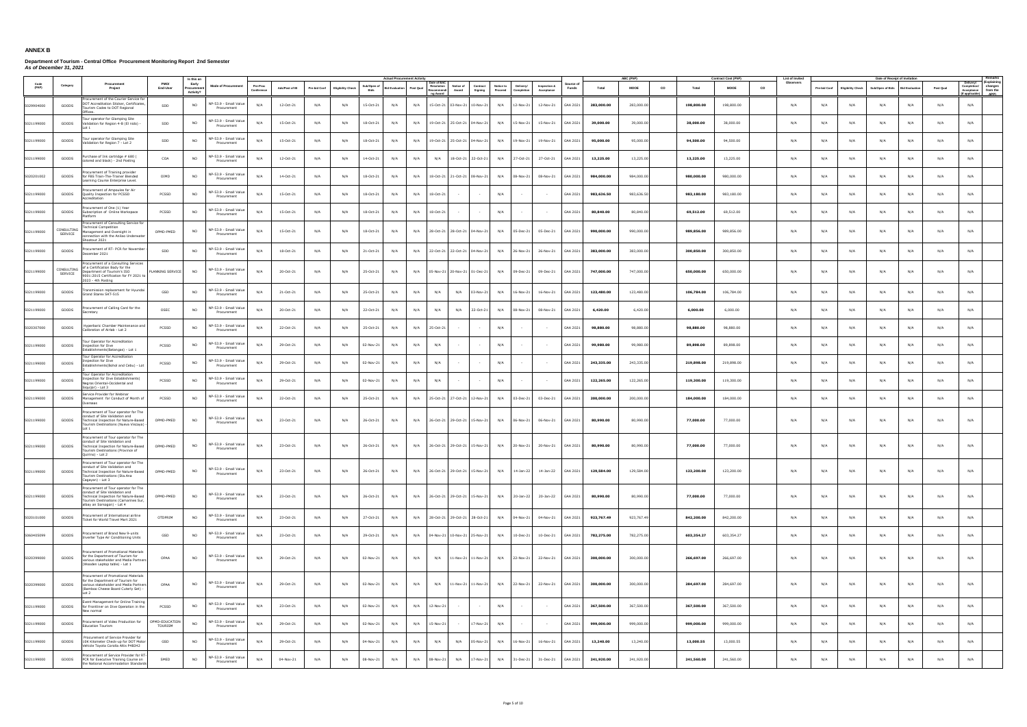**ANNEX B**

**Department of Tourism - Central Office Procurement Monitoring Report 2nd Semester**
***As of December 31, 2021***

| Code (PAP) | Category | Procurement Project | PMO/ End-User | Is this an Early Procurement Activity? | Mode of Procurement | Actual Procurement Activity | | | | | | | | | | | | | Source of Funds | ABC (PhP) | | | Contract Cost (PhP) | | | List of Invited Observers | Date of Receipt of Invitation | | | | | | | Remarks (Explaining changes from the APP) |
|---|---|---|---|---|---|---|---|---|---|---|---|---|---|---|---|---|---|---|---|---|---|---|---|---|---|---|---|---|---|---|---|---|---|---|
| | | | | | | Pre-Proc Conference | Ads/Post of IB | Pre-bid Conf | Eligibility Check | Sub/Open of Bids | Bid Evaluation | Post Qual | Date of BAC Resolution Recommending Award | Notice of Award | Contract Signing | Notice to Proceed | Delivery/ Completion | Inspection & Acceptance | | Total | MOOE | CO | Total | MOOE | CO | | Pre-bid Conf | Eligibility Check | Sub/Open of Bids | Bid Evaluation | Post Qual | Delivery/ Completion/ Acceptance (If applicable) | | |
| 5029904000 | GOODS | Procurement of the Courier Service for DOT Accreditation Sticker, Certificates, Tourism Cades to DOT Regional Offices | SDD | NO | NP-53.9 - Small Value Procurement | N/A | 12-Oct-21 | N/A | N/A | 15-Oct-21 | N/A | N/A | 15-Oct-21 | 03-Nov-21 | 10-Nov-21 | N/A | 12-Nov-21 | 12-Nov-21 | GAA 2021 | 283,000.00 | 283,000.00 | | 198,800.00 | 198,800.00 | | N/A | N/A | N/A | N/A | N/A | N/A | N/A | N/A | |
| 5021199000 | GOODS | Tour operator for Glamping Site Validation for Region 4-B (El nido) - Lot 1 | SDD | NO | NP-53.9 - Small Value Procurement | N/A | 15-Oct-21 | N/A | N/A | 18-Oct-21 | N/A | N/A | 19-Oct-21 | 25-Oct-21 | 04-Nov-21 | N/A | 15-Nov-21 | 15-Nov-21 | GAA 2021 | 39,000.00 | 39,000.00 | | 38,000.00 | 38,000.00 | | N/A | N/A | N/A | N/A | N/A | N/A | N/A | N/A | |
| 5021199000 | GOODS | Tour operator for Glamping Site Validation for Region 7 - Lot 2 | SDD | NO | NP-53.9 - Small Value Procurement | N/A | 15-Oct-21 | N/A | N/A | 18-Oct-21 | N/A | N/A | 19-Oct-21 | 25-Oct-21 | 04-Nov-21 | N/A | 19-Nov-21 | 19-Nov-21 | GAA 2021 | 95,000.00 | 95,000.00 | | 94,500.00 | 94,500.00 | | N/A | N/A | N/A | N/A | N/A | N/A | N/A | N/A | |
| 5021199000 | GOODS | Purchase of Ink cartridge # 680 ( colored and black) - 2nd Posting | COA | NO | NP-53.9 - Small Value Procurement | N/A | 12-Oct-21 | N/A | N/A | 14-Oct-21 | N/A | N/A | N/A | 18-Oct-21 | 22-Oct-21 | N/A | 27-Oct-21 | 27-Oct-21 | GAA 2021 | 13,225.00 | 13,225.00 | | 13,225.00 | 13,225.00 | | N/A | N/A | N/A | N/A | N/A | N/A | N/A | N/A | |
| 5020201002 | GOODS | Procurement of Training provider for RBS Train-The-Trainer Blended Learning Course Enterprise Level. | OIMD | NO | NP-53.9 - Small Value Procurement | N/A | 14-Oct-21 | N/A | N/A | 18-Oct-21 | N/A | N/A | 18-Oct-21 | 21-Oct-21 | 08-Nov-21 | N/A | 08-Nov-21 | 08-Nov-21 | GAA 2021 | 984,000.00 | 984,000.00 | | 980,000.00 | 980,000.00 | | N/A | N/A | N/A | N/A | N/A | N/A | N/A | N/A | |
| 5021199000 | GOODS | Procurement of Ampoules for Air Quality Inspection for PCESD Accreditation | PCESD | NO | NP-53.9 - Small Value Procurement | N/A | 15-Oct-21 | N/A | N/A | 18-Oct-21 | N/A | N/A | 18-Oct-21 | - | - | N/A | - | - | GAA 2021 | 983,636.50 | 983,636.50 | | 983,180.00 | 983,180.00 | | N/A | N/A | N/A | N/A | N/A | N/A | N/A | N/A | |
| 5021199000 | GOODS | Procurement of One (1) Year Subscription of Online Workspace Platform | PCESD | NO | NP-53.9 - Small Value Procurement | N/A | 15-Oct-21 | N/A | N/A | 18-Oct-21 | N/A | N/A | 18-Oct-21 | - | - | N/A | - | - | GAA 2021 | 80,840.00 | 80,840.00 | | 69,512.00 | 69,512.00 | | N/A | N/A | N/A | N/A | N/A | N/A | N/A | N/A | |
| 5021199000 | CONSULTING SERVICE | Procurement of Consulting Service for Technical Competition Management and Oversight in connection with the Anilao Underwater Shootout 2021 | OPMD-PMED | NO | NP-53.9 - Small Value Procurement | N/A | 15-Oct-21 | N/A | N/A | 18-Oct-21 | N/A | N/A | 28-Oct-21 | 28-Oct-21 | 04-Nov-21 | N/A | 05-Dec-21 | 05-Dec-21 | GAA 2021 | 990,000.00 | 990,000.00 | | 989,856.00 | 989,856.00 | | N/A | N/A | N/A | N/A | N/A | N/A | N/A | N/A | |
| 5021199000 | GOODS | Procurement of RT- PCR for November - December 2021 | SDD | NO | NP-53.9 - Small Value Procurement | N/A | 18-Oct-21 | N/A | N/A | 21-Oct-21 | N/A | N/A | 22-Oct-21 | 22-Oct-21 | 04-Nov-21 | N/A | 26-Nov-21 | 26-Nov-21 | GAA 2021 | 383,000.00 | 383,000.00 | | 300,850.00 | 300,850.00 | | N/A | N/A | N/A | N/A | N/A | N/A | N/A | N/A | |
| 5021199000 | CONSULTING SERVICE | Procurement of a Consulting Services of a Certification Body for the Department of Tourism's ISO 9001:2015 Certification for FY 2021 to 2023 - 4th Posting | PLANNING SERVICE | NO | NP-53.9 - Small Value Procurement | N/A | 20-Oct-21 | N/A | N/A | 25-Oct-21 | N/A | N/A | 05-Nov-21 | 20-Nov-21 | 01-Dec-21 | N/A | 09-Dec-21 | 09-Dec-21 | GAA 2021 | 747,000.00 | 747,000.00 | | 650,000.00 | 650,000.00 | | N/A | N/A | N/A | N/A | N/A | N/A | N/A | N/A | |
| 5021199000 | GOODS | Transmission replacement for Hyundai Grand Starex SKT-515 | GSD | NO | NP-53.9 - Small Value Procurement | N/A | 21-Oct-21 | N/A | N/A | 25-Oct-21 | N/A | N/A | N/A | N/A | 03-Nov-21 | N/A | 16-Nov-21 | 16-Nov-21 | GAA 2021 | 123,480.00 | 123,480.00 | | 106,784.00 | 106,784.00 | | N/A | N/A | N/A | N/A | N/A | N/A | N/A | N/A | |
| 5021199000 | GOODS | Procurement of Calling Card for the Secretary | OSEC | NO | NP-53.9 - Small Value Procurement | N/A | 20-Oct-21 | N/A | N/A | 22-Oct-21 | N/A | N/A | N/A | N/A | 22-Oct-21 | N/A | 08-Nov-21 | 08-Nov-21 | GAA 2021 | 6,420.00 | 6,420.00 | | 6,000.00 | 6,000.00 | | N/A | N/A | N/A | N/A | N/A | N/A | N/A | N/A | |
| 5020307000 | GOODS | Hyperbaric Chamber Maintenance and Calibration of Airtab - Lot 2 | PCESD | NO | NP-53.9 - Small Value Procurement | N/A | 22-Oct-21 | N/A | N/A | 25-Oct-21 | N/A | N/A | 25-Oct-21 | - | - | N/A | - | - | GAA 2021 | 98,880.00 | 98,880.00 | | 98,880.00 | 98,880.00 | | N/A | N/A | N/A | N/A | N/A | N/A | N/A | N/A | |
| 5021199000 | GOODS | Tour Operator for Accreditation Inspection for Dive Establishments(Batangas) - Lot 1 | PCESD | NO | NP-53.9 - Small Value Procurement | N/A | 29-Oct-21 | N/A | N/A | 02-Nov-21 | N/A | N/A | N/A | - | - | N/A | - | - | GAA 2021 | 99,980.00 | 99,980.00 | | 89,898.00 | 89,898.00 | | N/A | N/A | N/A | N/A | N/A | N/A | N/A | N/A | |
| 5021199000 | GOODS | Tour Operator for Accreditation Inspection for Dive Establishments(Bohol and Cebu) - Lot 2 | PCESD | NO | NP-53.9 - Small Value Procurement | N/A | 29-Oct-21 | N/A | N/A | 02-Nov-21 | N/A | N/A | N/A | - | - | N/A | - | - | GAA 2021 | 243,335.00 | 243,335.00 | | 219,898.00 | 219,898.00 | | N/A | N/A | N/A | N/A | N/A | N/A | N/A | N/A | |
| 5021199000 | GOODS | Tour Operator for Accreditation Inspection for Dive Establishments( Negros Oriental-Occidental and Siquijor) - Lot 3 | PCESD | NO | NP-53.9 - Small Value Procurement | N/A | 29-Oct-21 | N/A | N/A | 02-Nov-21 | N/A | N/A | N/A | - | - | N/A | - | - | GAA 2021 | 122,265.00 | 122,265.00 | | 119,300.00 | 119,300.00 | | N/A | N/A | N/A | N/A | N/A | N/A | N/A | N/A | |
| 5021199000 | GOODS | Service Provider for Webinar Management for Conduct of Month of Overseas | PCESD | NO | NP-53.9 - Small Value Procurement | N/A | 22-Oct-21 | N/A | N/A | 25-Oct-21 | N/A | N/A | 25-Oct-21 | 27-Oct-21 | 12-Nov-21 | N/A | 03-Dec-21 | 03-Dec-21 | GAA 2021 | 200,000.00 | 200,000.00 | | 184,000.00 | 184,000.00 | | N/A | N/A | N/A | N/A | N/A | N/A | N/A | N/A | |
| 5021199000 | GOODS | Procurement of Tour operator for The conduct of Site Validation and Technical Inspection for Nature-Based Tourism Destinations (Nueva Vizcaya) - Lot 1 | OPMD-PMED | NO | NP-53.9 - Small Value Procurement | N/A | 23-Oct-21 | N/A | N/A | 26-Oct-21 | N/A | N/A | 26-Oct-21 | 29-Oct-21 | 15-Nov-21 | N/A | 06-Nov-21 | 06-Nov-21 | GAA 2021 | 80,990.00 | 80,990.00 | | 77,000.00 | 77,000.00 | | N/A | N/A | N/A | N/A | N/A | N/A | N/A | N/A | |
| 5021199000 | GOODS | Procurement of Tour operator for The conduct of Site Validation and Technical Inspection for Nature-Based Tourism Destinations (Province of Quirino) - Lot 2 | OPMD-PMED | NO | NP-53.9 - Small Value Procurement | N/A | 23-Oct-21 | N/A | N/A | 26-Oct-21 | N/A | N/A | 26-Oct-21 | 29-Oct-21 | 15-Nov-21 | N/A | 20-Nov-21 | 20-Nov-21 | GAA 2021 | 80,990.00 | 80,990.00 | | 77,000.00 | 77,000.00 | | N/A | N/A | N/A | N/A | N/A | N/A | N/A | N/A | |
| 5021199000 | GOODS | Procurement of Tour operator for The conduct of Site Validation and Technical Inspection for Nature-Based Tourism Destinations (Sta.Ana Cagayan) - Lot 3 | OPMD-PMED | NO | NP-53.9 - Small Value Procurement | N/A | 23-Oct-21 | N/A | N/A | 26-Oct-21 | N/A | N/A | 26-Oct-21 | 29-Oct-21 | 15-Nov-21 | N/A | 14-Jan-22 | 14-Jan-22 | GAA 2021 | 129,584.00 | 129,584.00 | | 123,200.00 | 123,200.00 | | N/A | N/A | N/A | N/A | N/A | N/A | N/A | N/A | |
| 5021199000 | GOODS | Procurement of Tour operator for The conduct of Site Validation and Technical Inspection for Nature-Based Tourism Destinations (Camarines Sur, albay an Sorsogon) - Lot 4 | OPMD-PMED | NO | NP-53.9 - Small Value Procurement | N/A | 23-Oct-21 | N/A | N/A | 26-Oct-21 | N/A | N/A | 26-Oct-21 | 29-Oct-21 | 15-Nov-21 | N/A | 20-Jan-22 | 20-Jan-22 | GAA 2021 | 80,990.00 | 80,990.00 | | 77,000.00 | 77,000.00 | | N/A | N/A | N/A | N/A | N/A | N/A | N/A | N/A | |
| 5020101000 | GOODS | Procurement of International airline Ticket for World Travel Mart 2021 | OTDPRIM | NO | NP-53.9 - Small Value Procurement | N/A | 23-Oct-21 | N/A | N/A | 27-Oct-21 | N/A | N/A | 28-Oct-21 | 29-Oct-21 | 28-Oct-21 | N/A | 04-Nov-21 | 04-Nov-21 | GAA 2021 | 923,767.49 | 923,767.49 | | 842,200.00 | 842,200.00 | | N/A | N/A | N/A | N/A | N/A | N/A | N/A | N/A | |
| 5060405099 | GOODS | Procurement of Brand New 9-units Inverter Type Air Conditioning Units | GSD | NO | NP-53.9 - Small Value Procurement | N/A | 23-Oct-21 | N/A | N/A | 29-Oct-21 | N/A | N/A | 04-Nov-21 | 10-Nov-21 | 25-Nov-21 | N/A | 10-Dec-21 | 10-Dec-21 | GAA 2021 | 782,275.00 | 782,275.00 | | 603,354.27 | 603,354.27 | | N/A | N/A | N/A | N/A | N/A | N/A | N/A | N/A | |
| 5020399000 | GOODS | Procurement of Promotional Materials for the Department of Tourism for various stakeholder and Media Partners (Wooden Laptop table) - Lot 1 | OPAA | NO | NP-53.9 - Small Value Procurement | N/A | 29-Oct-21 | N/A | N/A | 02-Nov-21 | N/A | N/A | N/A | 11-Nov-21 | 11-Nov-21 | N/A | 22-Nov-21 | 22-Nov-21 | GAA 2021 | 300,000.00 | 300,000.00 | | 266,697.00 | 266,697.00 | | N/A | N/A | N/A | N/A | N/A | N/A | N/A | N/A | |
| 5020399000 | GOODS | Procurement of Promotional Materials for the Department of Tourism for various stakeholder and Media Partners (Bamboo Cheese Board Cutlery Set) - Lot 2 | OPAA | NO | NP-53.9 - Small Value Procurement | N/A | 29-Oct-21 | N/A | N/A | 02-Nov-21 | N/A | N/A | N/A | 11-Nov-21 | 11-Nov-21 | N/A | 22-Nov-21 | 22-Nov-21 | GAA 2021 | 300,000.00 | 300,000.00 | | 284,697.00 | 284,697.00 | | N/A | N/A | N/A | N/A | N/A | N/A | N/A | N/A | |
| 5021199000 | GOODS | Event Management for Online Training for Frontliner on Dive Operation in the New normal | PCESD | NO | NP-53.9 - Small Value Procurement | N/A | 23-Oct-21 | N/A | N/A | 02-Nov-21 | N/A | N/A | 12-Nov-21 | - | - | N/A | - | - | GAA 2021 | 367,500.00 | 367,500.00 | | 367,500.00 | 367,500.00 | | N/A | N/A | N/A | N/A | N/A | N/A | N/A | N/A | |
| 5021199000 | GOODS | Procurement of Video Production for Education Tourism | OPMD-EDUCATION TOURISM | NO | NP-53.9 - Small Value Procurement | N/A | 29-Oct-21 | N/A | N/A | 02-Nov-21 | N/A | N/A | 15-Nov-21 | - | 17-Nov-21 | N/A | - | - | GAA 2021 | 999,000.00 | 999,000.00 | | 999,000.00 | 999,000.00 | | N/A | N/A | N/A | N/A | N/A | N/A | N/A | N/A | |
| 5021199000 | GOODS | Procurement of Service Provider for 10K Kilometer Check-up for DOT Motor Vehicle Toyota Corolla Altis P4B342 | GSD | NO | NP-53.9 - Small Value Procurement | N/A | 29-Oct-21 | N/A | N/A | 04-Nov-21 | N/A | N/A | N/A | N/A | 05-Nov-21 | N/A | 16-Nov-21 | 16-Nov-21 | GAA 2021 | 13,240.00 | 13,240.00 | | 13,000.55 | 13,000.55 | | N/A | N/A | N/A | N/A | N/A | N/A | N/A | N/A | |
| 5021199000 | GOODS | Procurement of Service Provider for RT-PCR for Executive Training Course on the National Accommodation Standards | SMED | NO | NP-53.9 - Small Value Procurement | N/A | 04-Nov-21 | N/A | N/A | 08-Nov-21 | N/A | N/A | 08-Nov-21 | N/A | 17-Nov-21 | N/A | 31-Dec-21 | 31-Dec-21 | GAA 2021 | 241,920.00 | 241,920.00 | | 241,560.00 | 241,560.00 | | N/A | N/A | N/A | N/A | N/A | N/A | N/A | N/A | |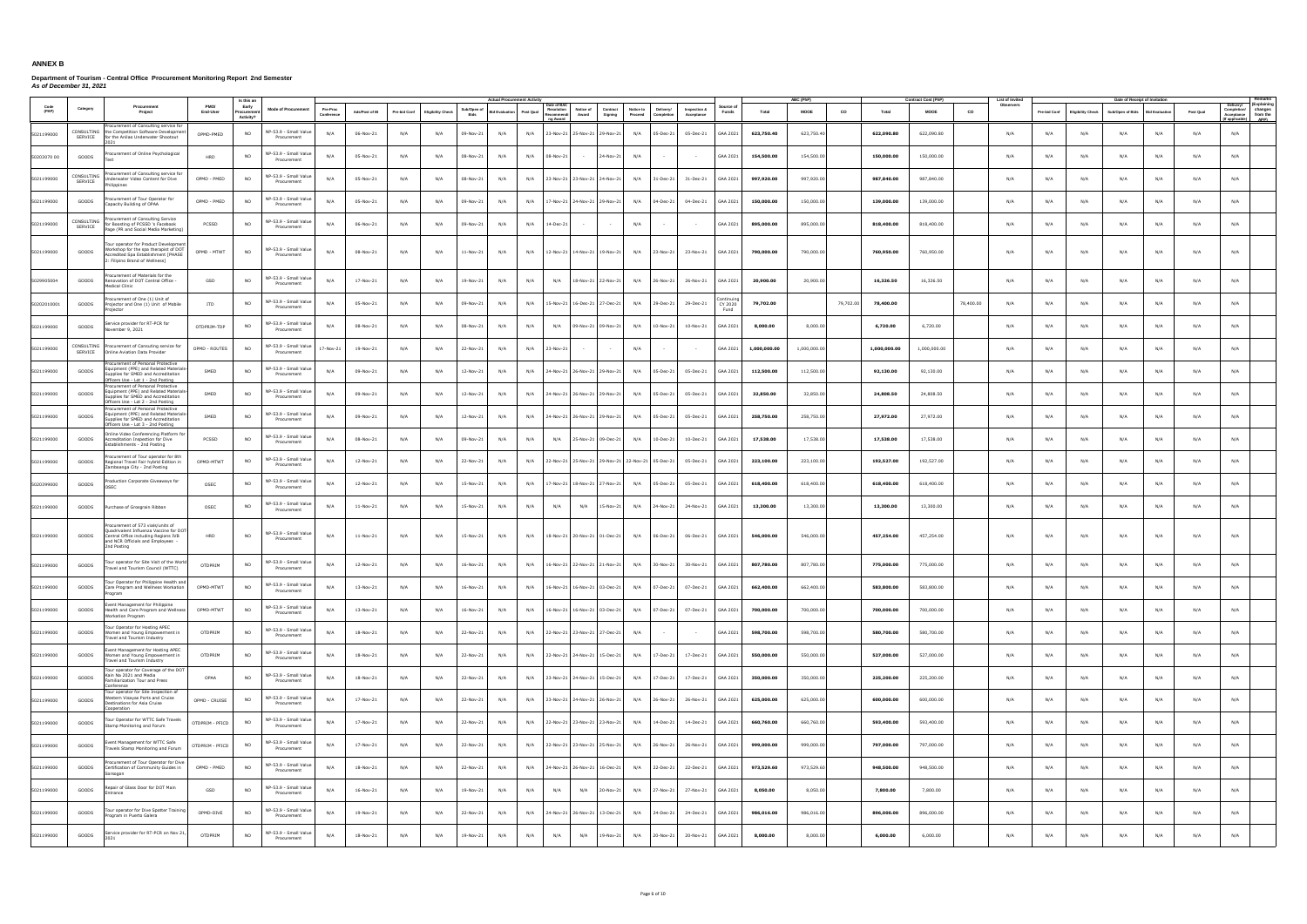# ANNEX B

**Department of Tourism - Central Office Procurement Monitoring Report 2nd Semester**
***As of December 31, 2021***

| Code (PAP) | Category | Procurement Project | PMO/ End-User | Is this an Early Procurement Activity? | Mode of Procurement | Actual Procurement Activity | | | | | | | | | | | | | Source of Funds | ABC (PhP) | | | Contract Cost (PhP) | | | List of Invited Observers | Date of Receipt of Invitation | | | | | | Remarks (Explaining changes from the APP) |
|---|---|---|---|---|---|---|---|---|---|---|---|---|---|---|---|---|---|---|---|---|---|---|---|---|---|---|---|---|---|---|---|---|---|
| | | | | | | Pre-Proc Conference | Ads/Post of IB | Pre-bid Conf | Eligibility Check | Sub/Open of Bids | Bid Evaluation | Post Qual | Date of BAC Resolution Recommending Award | Notice of Award | Contract Signing | Notice to Proceed | Delivery/ Completion | Inspection & Acceptance | | Total | MOOE | CO | Total | MOOE | CO | | Pre-bid Conf | Eligibility Check | Sub/Open of Bids | Bid Evaluation | Post Qual | Delivery/ Completion/ Acceptance (If applicable) | |
| 5021199000 | CONSULTING SERVICE | Procurement of Consulting service for the Competition Software Development for the Anilao Underwater Shootout 2021 | OPMD-PMED | NO | NP-53.9 - Small Value Procurement | N/A | 06-Nov-21 | N/A | N/A | 09-Nov-21 | N/A | N/A | 23-Nov-21 | 25-Nov-21 | 29-Nov-21 | N/A | 05-Dec-21 | 05-Dec-21 | GAA 2021 | 623,750.40 | 623,750.40 | | 622,090.80 | 622,090.80 | | N/A | N/A | N/A | N/A | N/A | N/A | N/A | |
| 50203070 00 | GOODS | Procurement of Online Psychological Test | HRD | NO | NP-53.9 - Small Value Procurement | N/A | 05-Nov-21 | N/A | N/A | 08-Nov-21 | N/A | N/A | 08-Nov-21 | - | 24-Nov-21 | N/A | - | - | GAA 2021 | 154,500.00 | 154,500.00 | | 150,000.00 | 150,000.00 | | N/A | N/A | N/A | N/A | N/A | N/A | N/A | |
| 5021199000 | CONSULTING SERVICE | Procurement of Consulting service for Underwater Video Content for Dive Philippines | OPMD - PMED | NO | NP-53.9 - Small Value Procurement | N/A | 05-Nov-21 | N/A | N/A | 08-Nov-21 | N/A | N/A | 23-Nov-21 | 23-Nov-21 | 24-Nov-21 | N/A | 31-Dec-21 | 31-Dec-21 | GAA 2021 | 997,920.00 | 997,920.00 | | 987,840.00 | 987,840.00 | | N/A | N/A | N/A | N/A | N/A | N/A | N/A | |
| 5021199000 | GOODS | Procurement of Tour Operator for Capacity Building of OPMA | OPMD - PMED | NO | NP-53.9 - Small Value Procurement | N/A | 05-Nov-21 | N/A | N/A | 09-Nov-21 | N/A | N/A | 17-Nov-21 | 24-Nov-21 | 29-Nov-21 | N/A | 04-Dec-21 | 04-Dec-21 | GAA 2021 | 150,000.00 | 150,000.00 | | 139,000.00 | 139,000.00 | | N/A | N/A | N/A | N/A | N/A | N/A | N/A | |
| 5021199000 | CONSULTING SERVICE | Procurement of Consulting Service for Boosting of PCSSD 's Facebook Page (PR and Social Media Marketing) | PCSSD | NO | NP-53.9 - Small Value Procurement | N/A | 06-Nov-21 | N/A | N/A | 09-Nov-21 | N/A | N/A | 14-Dec-21 | - | - | N/A | - | - | GAA 2021 | 895,000.00 | 895,000.00 | | 818,400.00 | 818,400.00 | | N/A | N/A | N/A | N/A | N/A | N/A | N/A | |
| 5021199000 | GOODS | Tour operator for Product Development Workshop for the spa therapist of DOT Accredited Spa Establishment [PHASE 2: Filipino Brand of Wellness] | OPMD - MTWT | NO | NP-53.9 - Small Value Procurement | N/A | 08-Nov-21 | N/A | N/A | 11-Nov-21 | N/A | N/A | 12-Nov-21 | 14-Nov-21 | 19-Nov-21 | N/A | 23-Nov-21 | 23-Nov-21 | GAA 2021 | 790,000.00 | 790,000.00 | | 760,950.00 | 760,950.00 | | N/A | N/A | N/A | N/A | N/A | N/A | N/A | |
| 5029905004 | GOODS | Procurement of Materials for the Renovation of DOT Central Office - Medical Clinic | GSD | NO | NP-53.9 - Small Value Procurement | N/A | 17-Nov-21 | N/A | N/A | 19-Nov-21 | N/A | N/A | N/A | 18-Nov-21 | 22-Nov-21 | N/A | 26-Nov-21 | 26-Nov-21 | GAA 2021 | 20,900.00 | 20,900.00 | | 16,326.50 | 16,326.50 | | N/A | N/A | N/A | N/A | N/A | N/A | N/A | |
| 50202010001 | GOODS | Procurement of One (1) Unit of Projector and One (1) Unit of Mobile Projector | ITD | NO | NP-53.9 - Small Value Procurement | N/A | 05-Nov-21 | N/A | N/A | 09-Nov-21 | N/A | N/A | 15-Nov-21 | 16-Dec-21 | 27-Dec-21 | N/A | 29-Dec-21 | 29-Dec-21 | Continuing CY 2020 Fund | 79,702.00 | | 79,702.00 | 78,400.00 | | 78,400.00 | N/A | N/A | N/A | N/A | N/A | N/A | N/A | |
| 5021199000 | GOODS | Service provider for RT-PCR for November 9, 2021 | OTDPRIM-TDP | NO | NP-53.9 - Small Value Procurement | N/A | 08-Nov-21 | N/A | N/A | 08-Nov-21 | N/A | N/A | N/A | 09-Nov-21 | 09-Nov-21 | N/A | 10-Nov-21 | 10-Nov-21 | GAA 2021 | 8,000.00 | 8,000.00 | | 6,720.00 | 6,720.00 | | N/A | N/A | N/A | N/A | N/A | N/A | N/A | |
| 5021199000 | CONSULTING SERVICE | Procurement of Consulting service for Online Aviation Data Provider | OPMD - ROUTES | NO | NP-53.9 - Small Value Procurement | 17-Nov-21 | 19-Nov-21 | N/A | N/A | 22-Nov-21 | N/A | N/A | 23-Nov-21 | - | - | N/A | - | - | GAA 2021 | 1,000,000.00 | 1,000,000.00 | | 1,000,000.00 | 1,000,000.00 | | N/A | N/A | N/A | N/A | N/A | N/A | N/A | |
| 5021199000 | GOODS | Procurement of Personal Protective Equipment (PPE) and Related Materials-Supplies for SMED and Accreditation Officers Use - Lot 1 - 2nd Posting | SMED | NO | NP-53.9 - Small Value Procurement | N/A | 09-Nov-21 | N/A | N/A | 12-Nov-21 | N/A | N/A | 24-Nov-21 | 26-Nov-21 | 29-Nov-21 | N/A | 05-Dec-21 | 05-Dec-21 | GAA 2021 | 112,500.00 | 112,500.00 | | 92,130.00 | 92,130.00 | | N/A | N/A | N/A | N/A | N/A | N/A | N/A | |
| 5021199000 | GOODS | Procurement of Personal Protective Equipment (PPE) and Related Materials-Supplies for SMED and Accreditation Officers Use - Lot 2 - 2nd Posting | SMED | NO | NP-53.9 - Small Value Procurement | N/A | 09-Nov-21 | N/A | N/A | 12-Nov-21 | N/A | N/A | 24-Nov-21 | 26-Nov-21 | 29-Nov-21 | N/A | 05-Dec-21 | 05-Dec-21 | GAA 2021 | 32,850.00 | 32,850.00 | | 24,808.50 | 24,808.50 | | N/A | N/A | N/A | N/A | N/A | N/A | N/A | |
| 5021199000 | GOODS | Procurement of Personal Protective Equipment (PPE) and Related Materials-Supplies for SMED and Accreditation Officers Use - Lot 3 - 2nd Posting | SMED | NO | NP-53.9 - Small Value Procurement | N/A | 09-Nov-21 | N/A | N/A | 12-Nov-21 | N/A | N/A | 24-Nov-21 | 26-Nov-21 | 29-Nov-21 | N/A | 05-Dec-21 | 05-Dec-21 | GAA 2021 | 258,750.00 | 258,750.00 | | 27,972.00 | 27,972.00 | | N/A | N/A | N/A | N/A | N/A | N/A | N/A | |
| 5021199000 | GOODS | Online Video Conferencing Platform for Accreditation Inspection for Dive Establishments - 2nd Posting | PCSSD | NO | NP-53.9 - Small Value Procurement | N/A | 08-Nov-21 | N/A | N/A | 09-Nov-21 | N/A | N/A | N/A | 25-Nov-21 | 09-Dec-21 | N/A | 10-Dec-21 | 10-Dec-21 | GAA 2021 | 17,538.00 | 17,538.00 | | 17,538.00 | 17,538.00 | | N/A | N/A | N/A | N/A | N/A | N/A | N/A | |
| 5021199000 | GOODS | Procurement of Tour operator for 8th Regional Travel Fair hybrid Edition in Zamboanga City - 2nd Posting | OPMD-MTWT | NO | NP-53.9 - Small Value Procurement | N/A | 12-Nov-21 | N/A | N/A | 22-Nov-21 | N/A | N/A | 22-Nov-21 | 25-Nov-21 | 29-Nov-21 | 22-Nov-21 | 05-Dec-21 | 05-Dec-21 | GAA 2021 | 223,100.00 | 223,100.00 | | 192,527.00 | 192,527.00 | | N/A | N/A | N/A | N/A | N/A | N/A | N/A | |
| 5020399000 | GOODS | Production Corporate Giveaways for OSEC | OSEC | NO | NP-53.9 - Small Value Procurement | N/A | 12-Nov-21 | N/A | N/A | 15-Nov-21 | N/A | N/A | 17-Nov-21 | 18-Nov-21 | 27-Nov-21 | N/A | 05-Dec-21 | 05-Dec-21 | GAA 2021 | 618,400.00 | 618,400.00 | | 618,400.00 | 618,400.00 | | N/A | N/A | N/A | N/A | N/A | N/A | N/A | |
| 5021199000 | GOODS | Purchase of Grosgrain Ribbon | OSEC | NO | NP-53.9 - Small Value Procurement | N/A | 11-Nov-21 | N/A | N/A | 15-Nov-21 | N/A | N/A | N/A | N/A | 15-Nov-21 | N/A | 24-Nov-21 | 24-Nov-21 | GAA 2021 | 13,300.00 | 13,300.00 | | 13,300.00 | 13,300.00 | | N/A | N/A | N/A | N/A | N/A | N/A | N/A | |
| 5021199000 | GOODS | Procurement of 573 vials/units of Quadrivalent Influenza Vaccine for DOT Central Office including Regions IVB and NCR Officials and Employees - 2nd Posting | HRD | NO | NP-53.9 - Small Value Procurement | N/A | 11-Nov-21 | N/A | N/A | 15-Nov-21 | N/A | N/A | 18-Nov-21 | 20-Nov-21 | 01-Dec-21 | N/A | 06-Dec-21 | 06-Dec-21 | GAA 2021 | 546,000.00 | 546,000.00 | | 457,254.00 | 457,254.00 | | N/A | N/A | N/A | N/A | N/A | N/A | N/A | |
| 5021199000 | GOODS | Tour operator for Site Visit of the World Travel and Tourism Council (WTTC) | OTDPRIM | NO | NP-53.9 - Small Value Procurement | N/A | 12-Nov-21 | N/A | N/A | 16-Nov-21 | N/A | N/A | 16-Nov-21 | 22-Nov-21 | 21-Nov-21 | N/A | 30-Nov-21 | 30-Nov-21 | GAA 2021 | 807,780.00 | 807,780.00 | | 775,000.00 | 775,000.00 | | N/A | N/A | N/A | N/A | N/A | N/A | N/A | |
| 5021199000 | GOODS | Tour Operator for Philippine Health and Care Program and Wellness Workation Program | OPMD-MTWT | NO | NP-53.9 - Small Value Procurement | N/A | 13-Nov-21 | N/A | N/A | 16-Nov-21 | N/A | N/A | 16-Nov-21 | 16-Nov-21 | 03-Dec-21 | N/A | 07-Dec-21 | 07-Dec-21 | GAA 2021 | 662,400.00 | 662,400.00 | | 583,800.00 | 583,800.00 | | N/A | N/A | N/A | N/A | N/A | N/A | N/A | |
| 5021199000 | GOODS | Event Management for Philippine Health and Care Program and Wellness Workation Program | OPMD-MTWT | NO | NP-53.9 - Small Value Procurement | N/A | 13-Nov-21 | N/A | N/A | 16-Nov-21 | N/A | N/A | 16-Nov-21 | 16-Nov-21 | 03-Dec-21 | N/A | 07-Dec-21 | 07-Dec-21 | GAA 2021 | 700,000.00 | 700,000.00 | | 700,000.00 | 700,000.00 | | N/A | N/A | N/A | N/A | N/A | N/A | N/A | |
| 5021199000 | GOODS | Tour Operator for Hosting APEC Women and Young Empowerment in Travel and Tourism Industry | OTDPRIM | NO | NP-53.9 - Small Value Procurement | N/A | 18-Nov-21 | N/A | N/A | 22-Nov-21 | N/A | N/A | 22-Nov-21 | 23-Nov-21 | 27-Dec-21 | N/A | - | - | GAA 2021 | 598,700.00 | 598,700.00 | | 580,700.00 | 580,700.00 | | N/A | N/A | N/A | N/A | N/A | N/A | N/A | |
| 5021199000 | GOODS | Event Management for Hosting APEC Women and Young Empowerment in Travel and Tourism Industry | OTDPRIM | NO | NP-53.9 - Small Value Procurement | N/A | 18-Nov-21 | N/A | N/A | 22-Nov-21 | N/A | N/A | 22-Nov-21 | 24-Nov-21 | 15-Dec-21 | N/A | 17-Dec-21 | 17-Dec-21 | GAA 2021 | 550,000.00 | 550,000.00 | | 527,000.00 | 527,000.00 | | N/A | N/A | N/A | N/A | N/A | N/A | N/A | |
| 5021199000 | GOODS | Tour operator for Coverage of the DOT Kain Na 2021 and Media Familiarization Tour and Press Conference | OPAA | NO | NP-53.9 - Small Value Procurement | N/A | 18-Nov-21 | N/A | N/A | 22-Nov-21 | N/A | N/A | 23-Nov-21 | 24-Nov-21 | 15-Dec-21 | N/A | 17-Dec-21 | 17-Dec-21 | GAA 2021 | 350,000.00 | 350,000.00 | | 225,200.00 | 225,200.00 | | N/A | N/A | N/A | N/A | N/A | N/A | N/A | |
| 5021199000 | GOODS | Tour operator for Site Inspection of Western Visayas Ports and Cruise Destinations for Asia Cruise Cooperation | OPMD - CRUISE | NO | NP-53.9 - Small Value Procurement | N/A | 17-Nov-21 | N/A | N/A | 22-Nov-21 | N/A | N/A | 23-Nov-21 | 24-Nov-21 | 26-Nov-21 | N/A | 26-Nov-21 | 26-Nov-21 | GAA 2021 | 625,000.00 | 625,000.00 | | 600,000.00 | 600,000.00 | | N/A | N/A | N/A | N/A | N/A | N/A | N/A | |
| 5021199000 | GOODS | Tour Operator for WTTC Safe Travels Stamp Monitoring and Forum | OTDPRIM - PFICD | NO | NP-53.9 - Small Value Procurement | N/A | 17-Nov-21 | N/A | N/A | 22-Nov-21 | N/A | N/A | 22-Nov-21 | 23-Nov-21 | 23-Nov-21 | N/A | 14-Dec-21 | 14-Dec-21 | GAA 2021 | 660,760.00 | 660,760.00 | | 593,400.00 | 593,400.00 | | N/A | N/A | N/A | N/A | N/A | N/A | N/A | |
| 5021199000 | GOODS | Event Management for WTTC Safe Travels Stamp Monitoring and Forum | OTDPRIM - PFICD | NO | NP-53.9 - Small Value Procurement | N/A | 17-Nov-21 | N/A | N/A | 22-Nov-21 | N/A | N/A | 22-Nov-21 | 23-Nov-21 | 25-Nov-21 | N/A | 26-Nov-21 | 26-Nov-21 | GAA 2021 | 999,000.00 | 999,000.00 | | 797,000.00 | 797,000.00 | | N/A | N/A | N/A | N/A | N/A | N/A | N/A | |
| 5021199000 | GOODS | Procurement of Tour Operator for Dive Certification of Community Guides in Sarangani | OPMD - PMED | NO | NP-53.9 - Small Value Procurement | N/A | 18-Nov-21 | N/A | N/A | 22-Nov-21 | N/A | N/A | 24-Nov-21 | 26-Nov-21 | 16-Dec-21 | N/A | 22-Dec-21 | 22-Dec-21 | GAA 2021 | 973,529.60 | 973,529.60 | | 948,500.00 | 948,500.00 | | N/A | N/A | N/A | N/A | N/A | N/A | N/A | |
| 5021199000 | GOODS | Repair of Glass Door for DOT Main Entrance | GSD | NO | NP-53.9 - Small Value Procurement | N/A | 16-Nov-21 | N/A | N/A | 19-Nov-21 | N/A | N/A | N/A | N/A | 20-Nov-21 | N/A | 27-Nov-21 | 27-Nov-21 | GAA 2021 | 8,050.00 | 8,050.00 | | 7,800.00 | 7,800.00 | | N/A | N/A | N/A | N/A | N/A | N/A | N/A | |
| 5021199000 | GOODS | Tour operator for Dive Spotter Training Program in Puerto Galera | OPMD-DIVE | NO | NP-53.9 - Small Value Procurement | N/A | 19-Nov-21 | N/A | N/A | 22-Nov-21 | N/A | N/A | 24-Nov-21 | 26-Nov-21 | 13-Dec-21 | N/A | 24-Dec-21 | 24-Dec-21 | GAA 2021 | 986,016.00 | 986,016.00 | | 896,000.00 | 896,000.00 | | N/A | N/A | N/A | N/A | N/A | N/A | N/A | |
| 5021199000 | GOODS | Service provider for RT-PCR on Nov 21, 2021 | OTDPRIM | NO | NP-53.9 - Small Value Procurement | N/A | 18-Nov-21 | N/A | N/A | 19-Nov-21 | N/A | N/A | N/A | N/A | 19-Nov-21 | N/A | 20-Nov-21 | 20-Nov-21 | GAA 2021 | 8,000.00 | 8,000.00 | | 6,000.00 | 6,000.00 | | N/A | N/A | N/A | N/A | N/A | N/A | N/A | |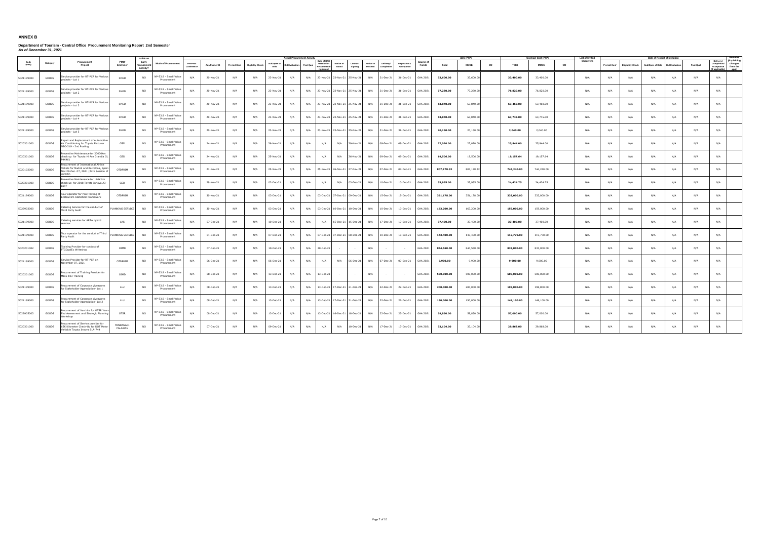# ANNEX B

**Department of Tourism - Central Office Procurement Monitoring Report 2nd Semester**
***As of December 31, 2021***

| Code (PAP) | Category | Procurement Project | PMO/ End-User | Is this an Early Procurement Activity? | Mode of Procurement | Actual Procurement Activity | | | | | | | | | | | | | Source of Funds | ABC (PhP) | | | Contract Cost (PhP) | | | List of Invited Observers | Date of Receipt of Invitation | | | | | | Remarks (Explaining changes from the APP) |
|---|---|---|---|---|---|---|---|---|---|---|---|---|---|---|---|---|---|---|---|---|---|---|---|---|---|---|---|---|---|---|---|---|---|
| | | | | | | Pre-Proc Conference | Ads/Post of IB | Pre-bid Conf | Eligibility Check | Sub/Open of Bids | Bid Evaluation | Post Qual | Date of BAC Resolution Recommending Award | Notice of Award | Contract Signing | Notice to Proceed | Delivery/ Completion | Inspection & Acceptance | | Total | MOOE | CO | Total | MOOE | CO | | Pre-bid Conf | Eligibility Check | Sub/Open of Bids | Bid Evaluation | Post Qual | Delivery/ Completion/ Acceptance (If applicable) | |
| 5021199000 | GOODS | Service provider for RT-PCR for Various projects - Lot 1 | SMED | NO | NP-53.9 - Small Value Procurement | N/A | 20-Nov-21 | N/A | N/A | 23-Nov-21 | N/A | N/A | 23-Nov-21 | 23-Nov-21 | 25-Nov-21 | N/A | 31-Dec-21 | 31-Dec-21 | GAA 2021 | 33,600.00 | 33,600.00 | | 33,400.00 | 33,400.00 | | N/A | N/A | N/A | N/A | N/A | N/A | N/A | |
| 5021199000 | GOODS | Service provider for RT-PCR for Various projects - Lot 2 | SMED | NO | NP-53.9 - Small Value Procurement | N/A | 20-Nov-21 | N/A | N/A | 23-Nov-21 | N/A | N/A | 23-Nov-21 | 23-Nov-21 | 25-Nov-21 | N/A | 31-Dec-21 | 31-Dec-21 | GAA 2021 | 77,280.00 | 77,280.00 | | 76,820.00 | 76,820.00 | | N/A | N/A | N/A | N/A | N/A | N/A | N/A | |
| 5021199000 | GOODS | Service provider for RT-PCR for Various projects - Lot 3 | SMED | NO | NP-53.9 - Small Value Procurement | N/A | 20-Nov-21 | N/A | N/A | 23-Nov-21 | N/A | N/A | 23-Nov-21 | 23-Nov-21 | 25-Nov-21 | N/A | 31-Dec-21 | 31-Dec-21 | GAA 2021 | 63,840.00 | 63,840.00 | | 63,460.00 | 63,460.00 | | N/A | N/A | N/A | N/A | N/A | N/A | N/A | |
| 5021199000 | GOODS | Service provider for RT-PCR for Various projects - Lot 4 | SMED | NO | NP-53.9 - Small Value Procurement | N/A | 20-Nov-21 | N/A | N/A | 23-Nov-21 | N/A | N/A | 23-Nov-21 | 23-Nov-21 | 25-Nov-21 | N/A | 31-Dec-21 | 31-Dec-21 | GAA 2021 | 63,840.00 | 63,840.00 | | 63,745.00 | 63,745.00 | | N/A | N/A | N/A | N/A | N/A | N/A | N/A | |
| 5021199000 | GOODS | Service provider for RT-PCR for Various projects - Lot 5 | SMED | NO | NP-53.9 - Small Value Procurement | N/A | 20-Nov-21 | N/A | N/A | 23-Nov-21 | N/A | N/A | 23-Nov-21 | 23-Nov-21 | 25-Nov-21 | N/A | 31-Dec-21 | 31-Dec-21 | GAA 2021 | 20,160.00 | 20,160.00 | | 2,040.00 | 2,040.00 | | N/A | N/A | N/A | N/A | N/A | N/A | N/A | |
| 5020301000 | GOODS | Repair and Replacement of Automotive Air Conditioning for Toyota Fortuner NSO-219 - 2nd Posting | GSD | NO | NP-53.9 - Small Value Procurement | N/A | 24-Nov-21 | N/A | N/A | 26-Nov-21 | N/A | N/A | N/A | N/A | 29-Nov-21 | N/A | 09-Dec-21 | 09-Dec-21 | GAA 2021 | 27,020.00 | 27,020.00 | | 25,844.00 | 25,844.00 | | N/A | N/A | N/A | N/A | N/A | N/A | N/A | |
| 5020301000 | GOODS | Preventive Maintenance for 20000km check up for Toyota Hi Ace Grandia GL P4K461 | GSD | NO | NP-53.9 - Small Value Procurement | N/A | 24-Nov-21 | N/A | N/A | 25-Nov-21 | N/A | N/A | N/A | N/A | 26-Nov-21 | N/A | 09-Dec-21 | 09-Dec-21 | GAA 2021 | 19,506.00 | 19,506.00 | | 19,157.64 | 19,157.64 | | N/A | N/A | N/A | N/A | N/A | N/A | N/A | |
| 5020102000 | GOODS | Procurement of International Airline Tickets for Madrid and Barcelona, Spain Nov.28-Dec. 07, 2021 (24th Session of UNWTO | OTDPRIM | NO | NP-53.9 - Small Value Procurement | N/A | 21-Nov-21 | N/A | N/A | 25-Nov-21 | N/A | N/A | 25-Nov-21 | 26-Nov-21 | 27-Nov-21 | N/A | 07-Dec-21 | 07-Dec-21 | GAA 2021 | 807,178.32 | 807,178.32 | | 744,240.00 | 744,240.00 | | N/A | N/A | N/A | N/A | N/A | N/A | N/A | |
| 5020301000 | GOODS | Preventive Maintenance for 110k km check up for 2018 Toyota Innova A3-B097 | GSD | NO | NP-53.9 - Small Value Procurement | N/A | 29-Nov-21 | N/A | N/A | 02-Dec-21 | N/A | N/A | N/A | N/A | 03-Dec-21 | N/A | 10-Dec-21 | 10-Dec-21 | GAA 2021 | 35,955.00 | 35,955.00 | | 24,424.75 | 24,424.75 | | N/A | N/A | N/A | N/A | N/A | N/A | N/A | |
| 5021199000 | GOODS | Tour operator for Pilot Testing of Ecotourism Statistical Framework | OTDPRIM | NO | NP-53.9 - Small Value Procurement | N/A | 30-Nov-21 | N/A | N/A | 03-Dec-21 | N/A | N/A | 03-Dec-21 | 07-Dec-21 | 09-Dec-21 | N/A | 15-Dec-21 | 15-Dec-21 | GAA 2021 | 351,178.00 | 351,178.00 | | 332,000.00 | 332,000.00 | | N/A | N/A | N/A | N/A | N/A | N/A | N/A | |
| 5029903000 | GOODS | Catering Service for the conduct of Third Party Audit | PLANNING SERVICE | NO | NP-53.9 - Small Value Procurement | N/A | 30-Nov-21 | N/A | N/A | 03-Dec-21 | N/A | N/A | 03-Dec-21 | 10-Dec-21 | 10-Dec-21 | N/A | 10-Dec-21 | 10-Dec-21 | GAA 2021 | 163,200.00 | 163,200.00 | | 159,000.00 | 159,000.00 | | N/A | N/A | N/A | N/A | N/A | N/A | N/A | |
| 5021199000 | GOODS | Catering services for AKTA hybrid seminar | LAS | NO | NP-53.9 - Small Value Procurement | N/A | 07-Dec-21 | N/A | N/A | 10-Dec-21 | N/A | N/A | N/A | 15-Dec-21 | 15-Dec-21 | N/A | 17-Dec-21 | 17-Dec-21 | GAA 2021 | 37,400.00 | 37,400.00 | | 37,400.00 | 37,400.00 | | N/A | N/A | N/A | N/A | N/A | N/A | N/A | |
| 5021199000 | GOODS | Tour operator for the conduct of Third Party Audit | PLANNING SERVICE | NO | NP-53.9 - Small Value Procurement | N/A | 04-Dec-21 | N/A | N/A | 07-Dec-21 | N/A | N/A | 07-Dec-21 | 07-Dec-21 | 08-Dec-21 | N/A | 10-Dec-21 | 10-Dec-21 | GAA 2021 | 143,400.00 | 143,400.00 | | 119,770.00 | 119,770.00 | | N/A | N/A | N/A | N/A | N/A | N/A | N/A | |
| 5020201002 | GOODS | Training Provider for conduct of PTGQualEx Writeshop | OIMD | NO | NP-53.9 - Small Value Procurement | N/A | 07-Dec-21 | N/A | N/A | 10-Dec-21 | N/A | N/A | 20-Dec-21 | - | - | N/A | - | - | GAA 2021 | 844,560.00 | 844,560.00 | | 833,000.00 | 833,000.00 | | N/A | N/A | N/A | N/A | N/A | N/A | N/A | |
| 5021199000 | GOODS | Service Provider for RT-PCR on November 07, 2021 | OTDPRIM | NO | NP-53.9 - Small Value Procurement | N/A | 06-Dec-21 | N/A | N/A | 06-Dec-21 | N/A | N/A | N/A | N/A | 06-Dec-21 | N/A | 07-Dec-21 | 07-Dec-21 | GAA 2021 | 9,900.00 | 9,900.00 | | 9,900.00 | 9,900.00 | | N/A | N/A | N/A | N/A | N/A | N/A | N/A | |
| 5020201002 | GOODS | Procurement of Training Provider for MICE 103 Training | OIMD | NO | NP-53.9 - Small Value Procurement | N/A | 08-Dec-21 | N/A | N/A | 13-Dec-21 | N/A | N/A | 13-Dec-21 | - | - | N/A | - | - | GAA 2021 | 500,000.00 | 500,000.00 | | 500,000.00 | 500,000.00 | | N/A | N/A | N/A | N/A | N/A | N/A | N/A | |
| 5021199000 | GOODS | Procurement of Corporate giveaways for Stakeholder Appreciation- Lot 1 | LLU | NO | NP-53.9 - Small Value Procurement | N/A | 08-Dec-21 | N/A | N/A | 13-Dec-21 | N/A | N/A | 13-Dec-21 | 17-Dec-21 | 21-Dec-21 | N/A | 22-Dec-21 | 22-Dec-21 | GAA 2021 | 200,000.00 | 200,000.00 | | 198,800.00 | 198,800.00 | | N/A | N/A | N/A | N/A | N/A | N/A | N/A | |
| 5021199000 | GOODS | Procurement of Corporate giveaways for Stakeholder Appreciation- Lot 2 | LLU | NO | NP-53.9 - Small Value Procurement | N/A | 08-Dec-21 | N/A | N/A | 13-Dec-21 | N/A | N/A | 13-Dec-21 | 17-Dec-21 | 21-Dec-21 | N/A | 22-Dec-21 | 22-Dec-21 | GAA 2021 | 150,000.00 | 150,000.00 | | 149,100.00 | 149,100.00 | | N/A | N/A | N/A | N/A | N/A | N/A | N/A | |
| 5029905003 | GOODS | Procurement of Van hire for OTSR Year-End Assessment and Strategic Planning Workshop | OTSR | NO | NP-53.9 - Small Value Procurement | N/A | 08-Dec-21 | N/A | N/A | 13-Dec-21 | N/A | N/A | 13-Dec-21 | 16-Dec-21 | 18-Dec-21 | N/A | 22-Dec-21 | 22-Dec-21 | GAA 2021 | 59,850.00 | 59,850.00 | | 57,000.00 | 57,000.00 | | N/A | N/A | N/A | N/A | N/A | N/A | N/A | |
| 5020301000 | GOODS | Procurement of Service provider for 65K Kilometer Check-Up for DOT Motor Vehicle Toyota Innova SIA-744 | MINDANAO-PALAWAN | NO | NP-53.9 - Small Value Procurement | N/A | 07-Dec-21 | N/A | N/A | 09-Dec-21 | N/A | N/A | N/A | N/A | 10-Dec-21 | N/A | 17-Dec-21 | 17-Dec-21 | GAA 2021 | 33,104.00 | 33,104.00 | | 29,868.00 | 29,868.00 | | N/A | N/A | N/A | N/A | N/A | N/A | N/A | |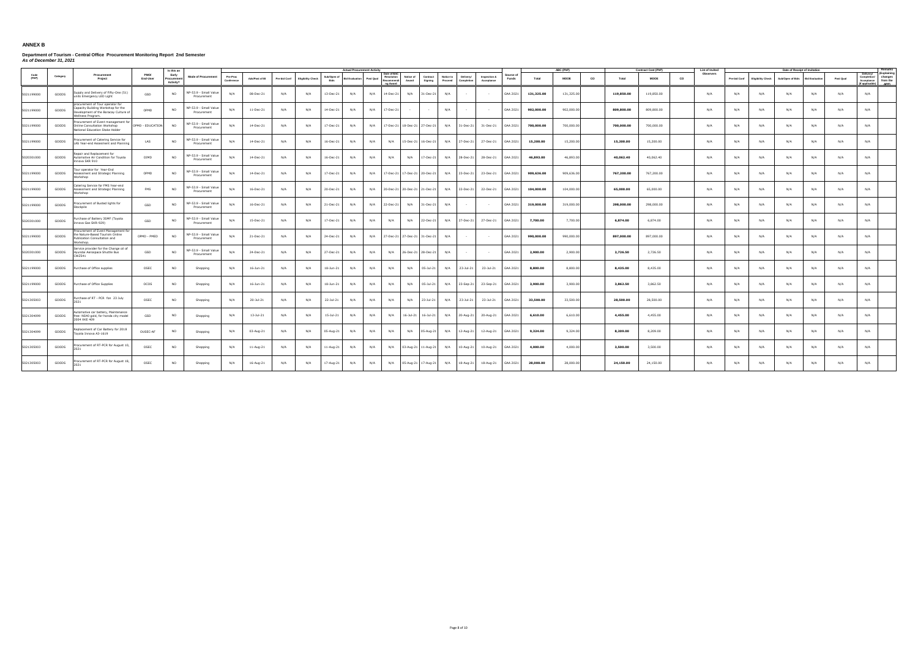# ANNEX B

**Department of Tourism - Central Office Procurement Monitoring Report 2nd Semester**
***As of December 31, 2021***

| Code (PAP) | Category | Procurement Project | PMO/ End-User | Is this an Early Procurement Activity? | Mode of Procurement | Actual Procurement Activity | | | | | | | | | | | | | | Source of Funds | ABC (PhP) | | | Contract Cost (PhP) | | | List of Invited Observers | Date of Receipt of Invitation | | | | | | | Remarks (Explaining changes from the APP) |
|---|---|---|---|---|---|---|---|---|---|---|---|---|---|---|---|---|---|---|---|---|---|---|---|---|---|---|---|---|---|---|---|---|---|---|---|
| | | | | | | Pre-Proc Conference | Ads/Post of IB | Pre-bid Conf | Eligibility Check | Sub/Open of Bids | Bid Evaluation | Post Qual | Date of BAC Resolution Recommending Award | Notice of Award | Contract Signing | Notice to Proceed | Delivery/ Completion | Inspection & Acceptance | | | Total | MOOE | CO | Total | MOOE | CO | | Pre-bid Conf | Eligibility Check | Sub/Open of Bids | Bid Evaluation | Post Qual | Delivery/ Completion/ Acceptance (If applicable) | |
| 5021199000 | GOODS | Supply and Delivery of Fifty-One (51) units Emergency LED Light | GSD | NO | NP-53.9 - Small Value Procurement | N/A | 08-Dec-21 | N/A | N/A | 13-Dec-21 | N/A | N/A | 14-Dec-21 | N/A | 31-Dec-21 | N/A | - | - | GAA 2021 | 131,325.00 | 131,325.00 | | 119,850.00 | 119,850.00 | | N/A | N/A | N/A | N/A | N/A | N/A | N/A | |
| 5021199000 | GOODS | procurement of Tour operator for Capacity Building Workshop for the Development of the Boracay Culture of Wellness Program. | OPMD | NO | NP-53.9 - Small Value Procurement | N/A | 11-Dec-21 | N/A | N/A | 14-Dec-21 | N/A | N/A | 17-Dec-21 | - | - | N/A | - | - | GAA 2021 | 902,000.00 | 902,000.00 | | 809,800.00 | 809,800.00 | | N/A | N/A | N/A | N/A | N/A | N/A | N/A | |
| 5021199000 | GOODS | Procurement of Event management for Online Consultation Workshop National Education Stake Holder | OPMD - EDUCATION | NO | NP-53.9 - Small Value Procurement | N/A | 14-Dec-21 | N/A | N/A | 17-Dec-21 | N/A | N/A | 17-Dec-21 | 18-Dec-21 | 27-Dec-21 | N/A | 31-Dec-21 | 31-Dec-21 | GAA 2021 | 700,000.00 | 700,000.00 | | 700,000.00 | 700,000.00 | | N/A | N/A | N/A | N/A | N/A | N/A | N/A | |
| 5021199000 | GOODS | Procurement of Catering Service for LAS Year-end Assesment and Planning | LAS | NO | NP-53.9 - Small Value Procurement | N/A | 14-Dec-21 | N/A | N/A | 16-Dec-21 | N/A | N/A | N/A | 15-Dec-21 | 16-Dec-21 | N/A | 27-Dec-21 | 27-Dec-21 | GAA 2021 | 15,200.00 | 15,200.00 | | 15,200.00 | 15,200.00 | | N/A | N/A | N/A | N/A | N/A | N/A | N/A | |
| 5020201000 | GOODS | Repair and Replacement for Automotive Air Condition for Toyota Innova SKR 910 | OIMD | NO | NP-53.9 - Small Value Procurement | N/A | 14-Dec-21 | N/A | N/A | 16-Dec-21 | N/A | N/A | N/A | N/A | 17-Dec-21 | N/A | 28-Dec-21 | 28-Dec-21 | GAA 2021 | 46,893.00 | 46,893.00 | | 40,062.40 | 40,062.40 | | N/A | N/A | N/A | N/A | N/A | N/A | N/A | |
| 5021199000 | GOODS | Tour operator for Year-End Assessment and Strategic Planning Workshop | OPMD | NO | NP-53.9 - Small Value Procurement | N/A | 14-Dec-21 | N/A | N/A | 17-Dec-21 | N/A | N/A | 17-Dec-21 | 17-Dec-21 | 20-Dec-21 | N/A | 23-Dec-21 | 23-Dec-21 | GAA 2021 | 909,636.00 | 909,636.00 | | 767,200.00 | 767,200.00 | | N/A | N/A | N/A | N/A | N/A | N/A | N/A | |
| 5021199000 | GOODS | Catering Service for FMS Year-end Assessment and Strategic Planning Workshop | FMS | NO | NP-53.9 - Small Value Procurement | N/A | 16-Dec-21 | N/A | N/A | 20-Dec-21 | N/A | N/A | 20-Dec-21 | 20-Dec-21 | 21-Dec-21 | N/A | 22-Dec-21 | 22-Dec-21 | GAA 2021 | 104,000.00 | 104,000.00 | | 65,000.00 | 65,000.00 | | N/A | N/A | N/A | N/A | N/A | N/A | N/A | |
| 5021199000 | GOODS | Procurement of Busted lights for Stockpile | GSD | NO | NP-53.9 - Small Value Procurement | N/A | 16-Dec-21 | N/A | N/A | 21-Dec-21 | N/A | N/A | 22-Dec-21 | N/A | 31-Dec-21 | N/A | - | - | GAA 2021 | 319,000.00 | 319,000.00 | | 298,000.00 | 298,000.00 | | N/A | N/A | N/A | N/A | N/A | N/A | N/A | |
| 5020301000 | GOODS | Purchase of Battery 3SMF (Toyota Innova Gas SKR-929) | GSD | NO | NP-53.9 - Small Value Procurement | N/A | 15-Dec-21 | N/A | N/A | 17-Dec-21 | N/A | N/A | N/A | N/A | 22-Dec-21 | N/A | 27-Dec-21 | 27-Dec-21 | GAA 2021 | 7,700.00 | 7,700.00 | | 6,874.00 | 6,874.00 | | N/A | N/A | N/A | N/A | N/A | N/A | N/A | |
| 5021199000 | GOODS | Procurement of Event Management for the Nature-Based Tourism Online Publication Consultation and Workshop. | OPMD - PMED | NO | NP-53.9 - Small Value Procurement | N/A | 21-Dec-21 | N/A | N/A | 24-Dec-21 | N/A | N/A | 27-Dec-21 | 27-Dec-21 | 31-Dec-21 | N/A | - | - | GAA 2021 | 990,000.00 | 990,000.00 | | 897,000.00 | 897,000.00 | | N/A | N/A | N/A | N/A | N/A | N/A | N/A | |
| 5020301000 | GOODS | Service provider for the Change oil of Hyundai Aerospace Shuttle Bus CWZ541 | GSD | NO | NP-53.9 - Small Value Procurement | N/A | 24-Dec-21 | N/A | N/A | 27-Dec-21 | N/A | N/A | N/A | 26-Dec-21 | 28-Dec-21 | N/A | - | - | GAA 2021 | 2,900.00 | 2,900.00 | | 2,726.50 | 2,726.50 | | N/A | N/A | N/A | N/A | N/A | N/A | N/A | |
| 5021199000 | GOODS | Purchase of Office supplies | OSEC | NO | Shopping | N/A | 16-Jun-21 | N/A | N/A | 18-Jun-21 | N/A | N/A | N/A | N/A | 05-Jul-21 | N/A | 23-Jul-21 | 23-Jul-21 | GAA 2021 | 8,800.00 | 8,800.00 | | 8,435.00 | 8,435.00 | | N/A | N/A | N/A | N/A | N/A | N/A | N/A | |
| 5021199000 | GOODS | Purchase of Office Supplies | OCOS | NO | Shopping | N/A | 16-Jun-21 | N/A | N/A | 18-Jun-21 | N/A | N/A | N/A | N/A | 05-Jul-21 | N/A | 23-Sep-21 | 23-Sep-21 | GAA 2021 | 3,900.00 | 3,900.00 | | 3,862.50 | 3,862.50 | | N/A | N/A | N/A | N/A | N/A | N/A | N/A | |
| 5021305003 | GOODS | Purchase of RT - PCR for 23 July 2021 | OSEC | NO | Shopping | N/A | 20-Jul-21 | N/A | N/A | 22-Jul-21 | N/A | N/A | N/A | N/A | 23-Jul-21 | N/A | 23-Jul-21 | 23-Jul-21 | GAA 2021 | 33,500.00 | 33,500.00 | | 28,500.00 | 28,500.00 | | N/A | N/A | N/A | N/A | N/A | N/A | N/A | |
| 5021304099 | GOODS | Automotive car battery, Maintenance free- NS40 gold, for honda city model 2004 XKE 409 | GSD | NO | Shopping | N/A | 13-Jul-21 | N/A | N/A | 15-Jul-21 | N/A | N/A | N/A | 16-Jul-21 | 16-Jul-21 | N/A | 20-Aug-21 | 20-Aug-21 | GAA 2021 | 6,610.00 | 6,610.00 | | 4,455.00 | 4,455.00 | | N/A | N/A | N/A | N/A | N/A | N/A | N/A | |
| 5021304099 | GOODS | Replacement of Car Battery for 2018 Toyota Innova A3-1619 | OUSEC-AF | NO | Shopping | N/A | 03-Aug-21 | N/A | N/A | 05-Aug-21 | N/A | N/A | N/A | N/A | 05-Aug-21 | N/A | 12-Aug-21 | 12-Aug-21 | GAA 2021 | 9,334.00 | 9,324.00 | | 8,209.00 | 8,209.00 | | N/A | N/A | N/A | N/A | N/A | N/A | N/A | |
| 5021305003 | GOODS | Procurement of RT-PCR for August 10, 2021 | OSEC | NO | Shopping | N/A | 11-Aug-21 | N/A | N/A | 11-Aug-21 | N/A | N/A | N/A | 03-Aug-21 | 11-Aug-21 | N/A | 10-Aug-21 | 10-Aug-21 | GAA 2021 | 4,000.00 | 4,000.00 | | 3,500.00 | 3,500.00 | | N/A | N/A | N/A | N/A | N/A | N/A | N/A | |
| 5021305003 | GOODS | Procurement of RT-PCR for August 18, 2021 | OSEC | NO | Shopping | N/A | 16-Aug-21 | N/A | N/A | 17-Aug-21 | N/A | N/A | N/A | 05-Aug-21 | 17-Aug-21 | N/A | 18-Aug-21 | 18-Aug-21 | GAA 2021 | 28,000.00 | 28,000.00 | | 24,150.00 | 24,150.00 | | N/A | N/A | N/A | N/A | N/A | N/A | N/A | |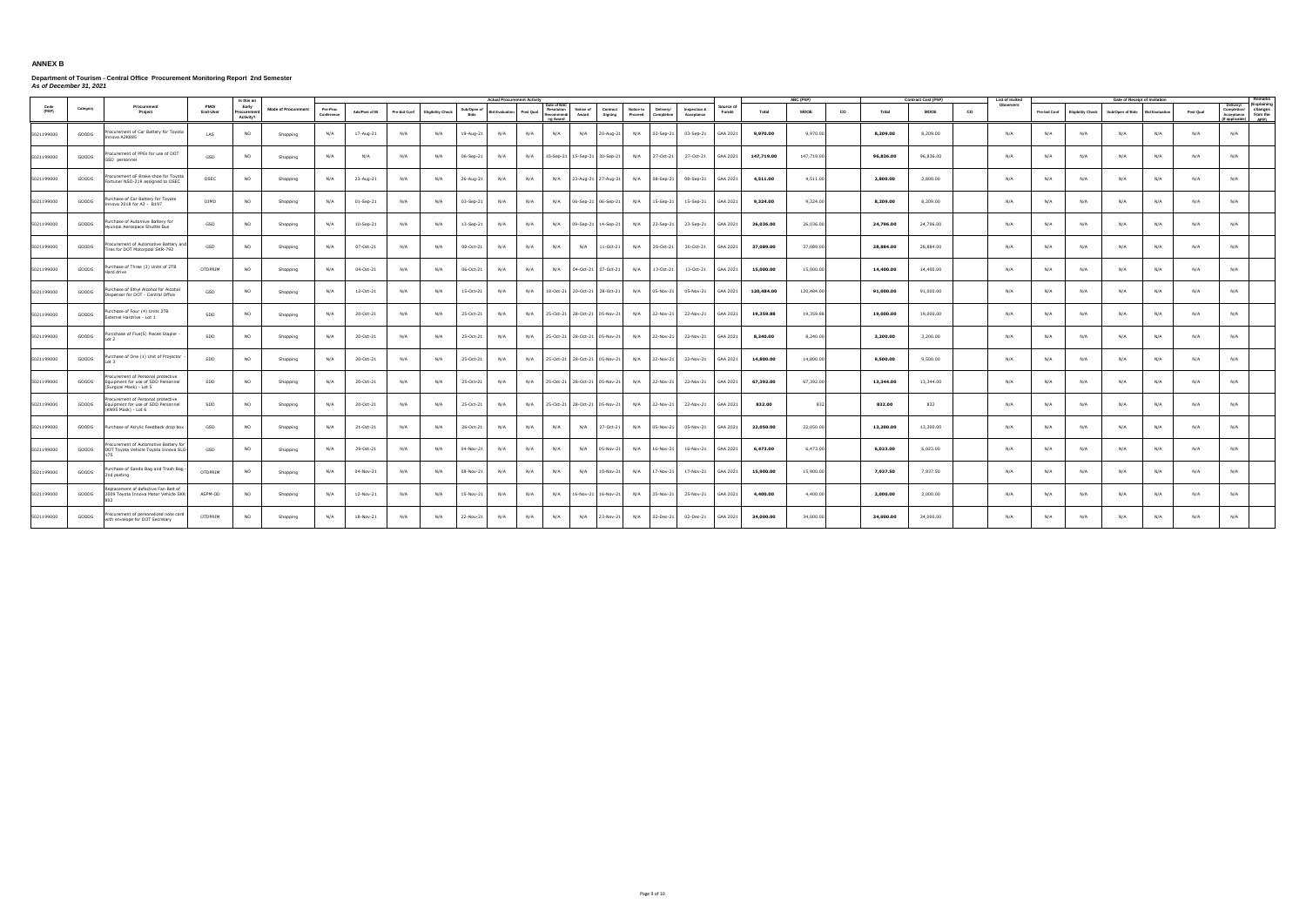# ANNEX B

**Department of Tourism - Central Office Procurement Monitoring Report 2nd Semester**
***As of December 31, 2021***

| Code (PAP) | Category | Procurement Project | PMO/ End-User | Is this an Early Procurement Activity? | Mode of Procurement | Actual Procurement Activity | | | | | | | | | | | | | | Source of Funds | ABC (PhP) | | | Contract Cost (PhP) | | | List of Invited Observers | Date of Receipt of Invitation | | | | | | Remarks (Explaining changes from the APP) |
|---|---|---|---|---|---|---|---|---|---|---|---|---|---|---|---|---|---|---|---|---|---|---|---|---|---|---|---|---|---|---|---|---|---|---|
| | | | | | | Pre-Proc Conference | Ads/Post of IB | Pre-bid Conf | Eligibility Check | Sub/Open of Bids | Bid Evaluation | Post Qual | Date of BAC Resolution Recommending Award | Notice of Award | Contract Signing | Notice to Proceed | Delivery/ Completion | Inspection & Acceptance | | | Total | MOOE | CO | Total | MOOE | CO | | Pre-bid Conf | Eligibility Check | Sub/Open of Bids | Bid Evaluation | Post Qual | Delivery/ Completion/ Acceptance (If applicable) | |
| 5021199000 | GOODS | Procurement of Car Battery for Toyota Innova A2K885 | LAS | NO | Shopping | N/A | 17-Aug-21 | N/A | N/A | 19-Aug-21 | N/A | N/A | N/A | N/A | 20-Aug-21 | N/A | 03-Sep-21 | 03-Sep-21 | GAA 2021 | **9,970.00** | 9,970.00 | | **8,209.00** | 8,209.00 | | N/A | N/A | N/A | N/A | N/A | N/A | N/A | |
| 5021199000 | GOODS | Procurement of PPEs for use of DOT GSD personnel | GSD | NO | Shopping | N/A | N/A | N/A | N/A | 06-Sep-21 | N/A | N/A | 10-Sep-21 | 15-Sep-21 | 30-Sep-21 | N/A | 27-Oct-21 | 27-Oct-21 | GAA 2021 | **147,719.00** | 147,719.00 | | **96,836.00** | 96,836.00 | | N/A | N/A | N/A | N/A | N/A | N/A | N/A | |
| 5021199000 | GOODS | Procurement of Brake shoe for Toyota Fortuner NSD-219 assigned to OSEC | OSEC | NO | Shopping | N/A | 23-Aug-21 | N/A | N/A | 26-Aug-21 | N/A | N/A | N/A | 23-Aug-21 | 27-Aug-21 | N/A | 08-Sep-21 | 08-Sep-21 | GAA 2021 | **4,511.00** | 4,511.00 | | **2,800.00** | 2,800.00 | | N/A | N/A | N/A | N/A | N/A | N/A | N/A | |
| 5021199000 | GOODS | Purchase of Car Battery for Toyota Innova 2018 for A3 – Bi97 | OIMD | NO | Shopping | N/A | 01-Sep-21 | N/A | N/A | 03-Sep-21 | N/A | N/A | N/A | 06-Sep-21 | 06-Sep-21 | N/A | 15-Sep-21 | 15-Sep-21 | GAA 2021 | **9,324.00** | 9,324.00 | | **8,209.00** | 8,209.00 | | N/A | N/A | N/A | N/A | N/A | N/A | N/A | |
| 5021199000 | GOODS | Purchase of Automive Battery for Hyundai Aerospace Shuttle Bus | GSD | NO | Shopping | N/A | 10-Sep-21 | N/A | N/A | 13-Sep-21 | N/A | N/A | N/A | 09-Sep-21 | 14-Sep-21 | N/A | 23-Sep-21 | 23-Sep-21 | GAA 2021 | **26,036.00** | 26,036.00 | | **24,796.00** | 24,796.00 | | N/A | N/A | N/A | N/A | N/A | N/A | N/A | |
| 5021199000 | GOODS | Procurement of Automotive Battery and Tires for DOT Motorpool SKR-792 | GSD | NO | Shopping | N/A | 07-Oct-21 | N/A | N/A | 08-Oct-21 | N/A | N/A | N/A | N/A | 11-Oct-21 | N/A | 20-Oct-21 | 20-Oct-21 | GAA 2021 | **37,089.00** | 37,089.00 | | **28,884.00** | 28,884.00 | | N/A | N/A | N/A | N/A | N/A | N/A | N/A | |
| 5021199000 | GOODS | Purchase of Three (3) Units of 2TB Hard drive | OTDPRIM | NO | Shopping | N/A | 04-Oct-21 | N/A | N/A | 06-Oct-21 | N/A | N/A | N/A | 04-Oct-21 | 07-Oct-21 | N/A | 13-Oct-21 | 13-Oct-21 | GAA 2021 | **15,000.00** | 15,000.00 | | **14,400.00** | 14,400.00 | | N/A | N/A | N/A | N/A | N/A | N/A | N/A | |
| 5021199000 | GOODS | Purchase of Ethyl Alcohol for Alcohol Dispenser for DOT - Central Office | GSD | NO | Shopping | N/A | 12-Oct-21 | N/A | N/A | 15-Oct-21 | N/A | N/A | 18-Oct-21 | 20-Oct-21 | 28-Oct-21 | N/A | 05-Nov-21 | 05-Nov-21 | GAA 2021 | **120,484.00** | 120,484.00 | | **91,000.00** | 91,000.00 | | N/A | N/A | N/A | N/A | N/A | N/A | N/A | |
| 5021199000 | GOODS | Purchase of Four (4) Units 2TB External Hardrive - Lot 1 | SDO | NO | Shopping | N/A | 20-Oct-21 | N/A | N/A | 25-Oct-21 | N/A | N/A | 25-Oct-21 | 28-Oct-21 | 05-Nov-21 | N/A | 22-Nov-21 | 22-Nov-21 | GAA 2021 | **19,359.88** | 19,359.88 | | **19,000.00** | 19,000.00 | | N/A | N/A | N/A | N/A | N/A | N/A | N/A | |
| 5021199000 | GOODS | Purchase of Five(5) Pieces Stapler - Lot 2 | SDO | NO | Shopping | N/A | 20-Oct-21 | N/A | N/A | 25-Oct-21 | N/A | N/A | 25-Oct-21 | 28-Oct-21 | 05-Nov-21 | N/A | 22-Nov-21 | 22-Nov-21 | GAA 2021 | **8,240.00** | 8,240.00 | | **3,200.00** | 3,200.00 | | N/A | N/A | N/A | N/A | N/A | N/A | N/A | |
| 5021199000 | GOODS | Purchase of One (1) Unit of Projector - Lot 3 | SDO | NO | Shopping | N/A | 20-Oct-21 | N/A | N/A | 25-Oct-21 | N/A | N/A | 25-Oct-21 | 28-Oct-21 | 05-Nov-21 | N/A | 22-Nov-21 | 22-Nov-21 | GAA 2021 | **14,800.00** | 14,800.00 | | **9,500.00** | 9,500.00 | | N/A | N/A | N/A | N/A | N/A | N/A | N/A | |
| 5021199000 | GOODS | Procurement of Personal protective Equipment for use of SDO Personnel (Surgical Mask) - Lot 5 | SDO | NO | Shopping | N/A | 20-Oct-21 | N/A | N/A | 25-Oct-21 | N/A | N/A | 25-Oct-21 | 28-Oct-21 | 05-Nov-21 | N/A | 22-Nov-21 | 22-Nov-21 | GAA 2021 | **67,392.00** | 67,392.00 | | **13,344.00** | 13,344.00 | | N/A | N/A | N/A | N/A | N/A | N/A | N/A | |
| 5021199000 | GOODS | Procurement of Personal protective Equipment for use of SDO Personnel (KN95 Mask) - Lot 6 | SDO | NO | Shopping | N/A | 20-Oct-21 | N/A | N/A | 25-Oct-21 | N/A | N/A | 25-Oct-21 | 28-Oct-21 | 05-Nov-21 | N/A | 22-Nov-21 | 22-Nov-21 | GAA 2021 | **832.00** | 832 | | **832.00** | 832 | | N/A | N/A | N/A | N/A | N/A | N/A | N/A | |
| 5021199000 | GOODS | Purchase of Acrylic Feedback drop box | GSD | NO | Shopping | N/A | 21-Oct-21 | N/A | N/A | 26-Oct-21 | N/A | N/A | N/A | N/A | 27-Oct-21 | N/A | 05-Nov-21 | 05-Nov-21 | GAA 2021 | **22,050.00** | 22,050.00 | | **13,300.00** | 13,300.00 | | N/A | N/A | N/A | N/A | N/A | N/A | N/A | |
| 5021199000 | GOODS | Procurement of Automotive Battery for DOT Toyota Vehicle Toyota Innova SLG-175 | GSD | NO | Shopping | N/A | 29-Oct-21 | N/A | N/A | 04-Nov-21 | N/A | N/A | N/A | N/A | 05-Nov-21 | N/A | 16-Nov-21 | 16-Nov-21 | GAA 2021 | **6,473.00** | 6,473.00 | | **6,023.00** | 6,023.00 | | N/A | N/A | N/A | N/A | N/A | N/A | N/A | |
| 5021199000 | GOODS | Purchase of Sando Bag and Trash Bag - 2nd posting | OTDPRIM | NO | Shopping | N/A | 04-Nov-21 | N/A | N/A | 08-Nov-21 | N/A | N/A | N/A | N/A | 10-Nov-21 | N/A | 17-Nov-21 | 17-Nov-21 | GAA 2021 | **15,900.00** | 15,900.00 | | **7,937.50** | 7,937.50 | | N/A | N/A | N/A | N/A | N/A | N/A | N/A | |
| 5021199000 | GOODS | Replacement of defective Fan Belt of 2009 Toyota Innova Motor Vehicle SKR 802 | ASPM-OD | NO | Shopping | N/A | 12-Nov-21 | N/A | N/A | 15-Nov-21 | N/A | N/A | N/A | 16-Nov-21 | 16-Nov-21 | N/A | 25-Nov-21 | 25-Nov-21 | GAA 2021 | **4,400.00** | 4,400.00 | | **2,000.00** | 2,000.00 | | N/A | N/A | N/A | N/A | N/A | N/A | N/A | |
| 5021199000 | GOODS | Procurement of personalized note card with envelope for DOT Secretary | OTDPRIM | NO | Shopping | N/A | 18-Nov-21 | N/A | N/A | 22-Nov-21 | N/A | N/A | N/A | N/A | 23-Nov-21 | N/A | 02-Dec-21 | 02-Dec-21 | GAA 2021 | **34,000.00** | 34,000.00 | | **34,000.00** | 34,000.00 | | N/A | N/A | N/A | N/A | N/A | N/A | N/A | |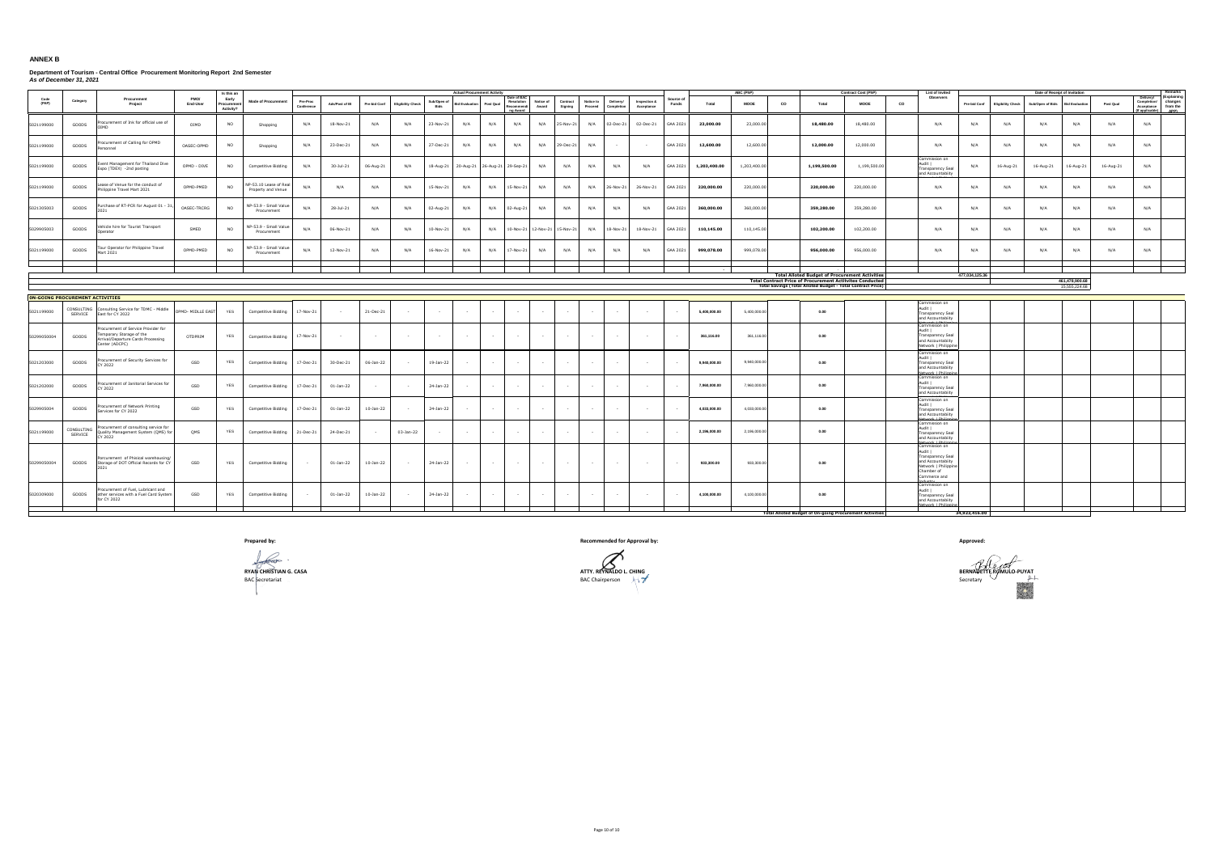**ANNEX B**

**Department of Tourism - Central Office Procurement Monitoring Report 2nd Semester**
*As of December 31, 2021*

| Code (PAP) | Category | Procurement Project | PMO/ End-User | Is this an Early Procurement Activity? | Mode of Procurement | Actual Procurement Activity | | | | | | | | | | | | | | Source of Funds | ABC (PhP) | | | Contract Cost (PhP) | | | List of Invited Observers | Date of Receipt of Invitation | | | | | | Remarks (Explaining changes from the APP) |
|---|---|---|---|---|---|---|---|---|---|---|---|---|---|---|---|---|---|---|---|---|---|---|---|---|---|---|---|---|---|---|---|---|---|---|
| | | | | | | Pre-Proc Conference | Ads/Post of IB | Pre-bid Conf | Eligibility Check | Sub/Open of Bids | Bid Evaluation | Post Qual | Date of BAC Resolution Recommending Award | Notice of Award | Contract Signing | Notice to Proceed | Delivery/ Completion | Inspection & Acceptance | | | Total | MOOE | CO | Total | MOOE | CO | | Pre-bid Conf | Eligibility Check | Sub/Open of Bids | Bid Evaluation | Post Qual | Delivery/ Completion/ Acceptance (If applicable) | |
| 5021199000 | GOODS | Procurement of Ink for official use of OIMD | OIMD | NO | Shopping | N/A | 18-Nov-21 | N/A | N/A | 23-Nov-21 | N/A | N/A | N/A | N/A | 25-Nov-21 | N/A | 02-Dec-21 | 02-Dec-21 | GAA 2021 | 23,000.00 | 23,000.00 | | 18,480.00 | 18,480.00 | | N/A | N/A | N/A | N/A | N/A | N/A | N/A | |
| 5021199000 | GOODS | Procurement of Calling for OPMD Personnel | OASEC-OPMD | NO | Shopping | N/A | 23-Dec-21 | N/A | N/A | 27-Dec-21 | N/A | N/A | N/A | N/A | 29-Dec-21 | N/A | - | - | GAA 2021 | 12,600.00 | 12,600.00 | | 12,000.00 | 12,000.00 | | N/A | N/A | N/A | N/A | N/A | N/A | N/A | |
| 5021199000 | GOODS | Event Management for Thailand Dive Expo (TDEX) -2nd posting | OPMD - DIVE | NO | Competitive Bidding | N/A | 30-Jul-21 | 06-Aug-21 | N/A | 18-Aug-21 | 20-Aug-21 | 26-Aug-21 | 29-Sep-21 | N/A | N/A | N/A | N/A | N/A | GAA 2021 | 1,203,400.00 | 1,203,400.00 | | 1,199,500.00 | 1,199,500.00 | | Commission on Audit \| Transparency Seal and Accountability | N/A | 16-Aug-21 | 16-Aug-21 | 16-Aug-21 | 16-Aug-21 | N/A | |
| 5021199000 | GOODS | Lease of Venue for the conduct of Philippine Travel Mart 2021 | OPMD-PMED | NO | NP-53.10 Lease of Real Property and Venue | N/A | N/A | N/A | N/A | 15-Nov-21 | N/A | N/A | 15-Nov-21 | N/A | N/A | N/A | 26-Nov-21 | 26-Nov-21 | GAA 2021 | 220,000.00 | 220,000.00 | | 220,000.00 | 220,000.00 | | N/A | N/A | N/A | N/A | N/A | N/A | N/A | |
| 5021305003 | GOODS | Purchase of RT-PCR for August 01 - 31, 2021 | OASEC-TRCRG | NO | NP-53.9 - Small Value Procurement | N/A | 28-Jul-21 | N/A | N/A | 02-Aug-21 | N/A | N/A | 02-Aug-21 | N/A | N/A | N/A | N/A | N/A | GAA 2021 | 360,000.00 | 360,000.00 | | 359,280.00 | 359,280.00 | | N/A | N/A | N/A | N/A | N/A | N/A | N/A | |
| 5029905003 | GOODS | Vehicle hire for Tourist Transport Operator | SMED | NO | NP-53.9 - Small Value Procurement | N/A | 06-Nov-21 | N/A | N/A | 10-Nov-21 | N/A | N/A | 10-Nov-21 | 12-Nov-21 | 15-Nov-21 | N/A | 18-Nov-21 | 18-Nov-21 | GAA 2021 | 110,145.00 | 110,145.00 | | 102,200.00 | 102,200.00 | | N/A | N/A | N/A | N/A | N/A | N/A | N/A | |
| 5021199000 | GOODS | Tour Operator for Philippine Travel Mart 2021 | OPMD-PMED | NO | NP-53.9 - Small Value Procurement | N/A | 12-Nov-21 | N/A | N/A | 16-Nov-21 | N/A | N/A | 17-Nov-21 | N/A | N/A | N/A | N/A | N/A | GAA 2021 | 999,078.00 | 999,078.00 | | 956,000.00 | 956,000.00 | | N/A | N/A | N/A | N/A | N/A | N/A | N/A | |

| | |
|---|---|
| Total Alloted Budget of Procurement Activities | 477,034,125.36 |
| Total Contract Price of Procurement Actitivites Conducted | 461,478,900.68 |
| Total Savings (Total Alloted Budget - Total Contract Price) | 15,555,224.68 |

**ON-GOING PROCUREMENT ACTIVITIES**

| Code (PAP) | Category | Procurement Project | PMO/ End-User | Is this an Early Procurement Activity? | Mode of Procurement | Pre-Proc Conference | Ads/Post of IB | Pre-bid Conf | Eligibility Check | Sub/Open of Bids | Bid Evaluation | Post Qual | Date of BAC Resolution Recommending Award | Notice of Award | Contract Signing | Notice to Proceed | Delivery/ Completion | Inspection & Acceptance | Source of Funds | ABC Total | ABC MOOE | ABC CO | Contract Total | Contract MOOE | Contract CO | List of Invited Observers |
|---|---|---|---|---|---|---|---|---|---|---|---|---|---|---|---|---|---|---|---|---|---|---|---|---|---|---|
| 5021199000 | CONSULTING SERVICE | Consulting Service for TDMC - Middle East for CY 2022 | OPMD- MIDLLE EAST | YES | Competitive Bidding | 17-Nov-21 | - | 21-Dec-21 | - | - | - | - | - | - | - | - | - | - | - | 5,400,000.00 | 5,400,000.00 | | 0.00 | | | Commission on Audit \| Transparency Seal and Accountability |
| 5029905004 | GOODS | Procurement of Service Provider for Temporary Storage of the Arrival/Departure Cards Processing Center (ADCPC) | OTDRIM | YES | Competitive Bidding | 17-Nov-21 | - | - | - | - | - | - | - | - | - | - | - | - | - | 361,116.00 | 361,116.00 | | 0.00 | | | Commission on Audit \| Transparency Seal and Accountability Network \| Philippine |
| 5021203000 | GOODS | Procurement of Security Services for CY 2022 | GSD | YES | Competitive Bidding | 17-Dec-21 | 30-Dec-21 | 06-Jan-22 | - | 19-Jan-22 | - | - | - | - | - | - | - | - | - | 9,940,000.00 | 9,940,000.00 | | 0.00 | | | Commission on Audit \| Transparency Seal and Accountability Network \| Philippine |
| 5021202000 | GOODS | Procurement of Janitorial Services for CY 2022 | GSD | YES | Competitive Bidding | 17-Dec-21 | 01-Jan-22 | - | - | 24-Jan-22 | - | - | - | - | - | - | - | - | - | 7,960,000.00 | 7,960,000.00 | | 0.00 | | | Commission on Audit \| Transparency Seal and Accountability |
| 5029905004 | GOODS | Procurement of Network Printing Services for CY 2022 | GSD | YES | Competitive Bidding | 17-Dec-21 | 01-Jan-22 | 10-Jan-22 | - | 24-Jan-22 | - | - | - | - | - | - | - | - | - | 4,033,000.00 | 4,033,000.00 | | 0.00 | | | Commission on Audit \| Transparency Seal and Accountability |
| 5021199000 | CONSULTING SERVICE | Procurement of consulting service for Quality Management System (QMS) for CY 2022 | QMS | YES | Competitive Bidding | 21-Dec-21 | 24-Dec-21 | - | 03-Jan-22 | - | - | - | - | - | - | - | - | - | - | 2,196,000.00 | 2,196,000.00 | | 0.00 | | | Commission on Audit \| Transparency Seal and Accountability Network \| Philippine |
| 5029905004 | GOODS | Porcurement of Phisical warehousing/ Storage of DOT Official Records for CY 2021 | GSD | YES | Competitive Bidding | - | 01-Jan-22 | 10-Jan-22 | - | 24-Jan-22 | - | - | - | - | - | - | - | - | - | 933,300.00 | 933,300.00 | | 0.00 | | | Commission on Audit \| Transparency Seal and Accountability Network \| Philippine Chamber of Commerce and Industry |
| 5020309000 | GOODS | Procurement of Fuel, Lubricant and other services with a Fuel Card System for CY 2022 | GSD | YES | Competitive Bidding | - | 01-Jan-22 | 10-Jan-22 | - | 24-Jan-22 | - | - | - | - | - | - | - | - | - | 4,100,000.00 | 4,100,000.00 | | 0.00 | | | Commission on Audit \| Transparency Seal and Accountability Network \| Philippine |

| | |
|---|---|
| Total Alloted Budget of On-going Procurement Activities | 34,923,416.00 |

| Prepared by: | Recommended for Approval by: | Approved: |
|---|---|---|
| RYAN CHRISTIAN G. CASA | ATTY. REYNALDO L. CHING | BERNADETTE ROMULO-PUYAT |
| BAC Secretariat | BAC Chairperson | Secretary |